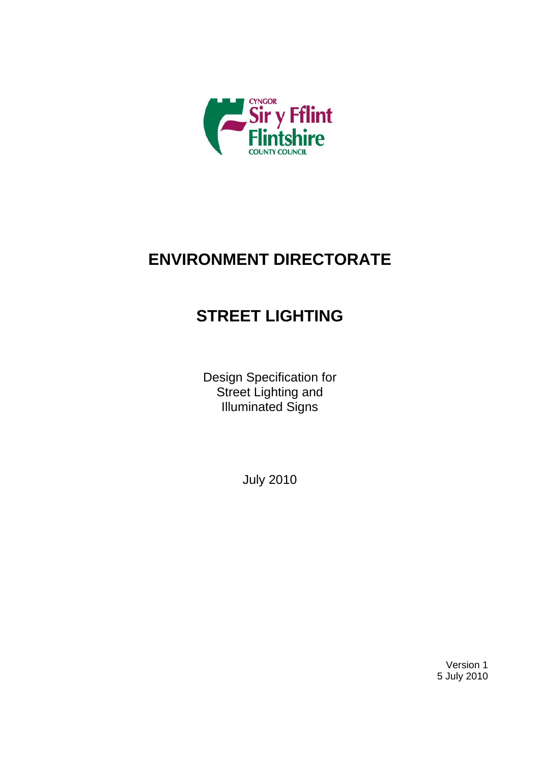CYNGOR
Sir y Fflint
Flintshire
COUNTY COUNCIL

# ENVIRONMENT DIRECTORATE

# STREET LIGHTING

Design Specification for
Street Lighting and
Illuminated Signs

July 2010

Version 1
5 July 2010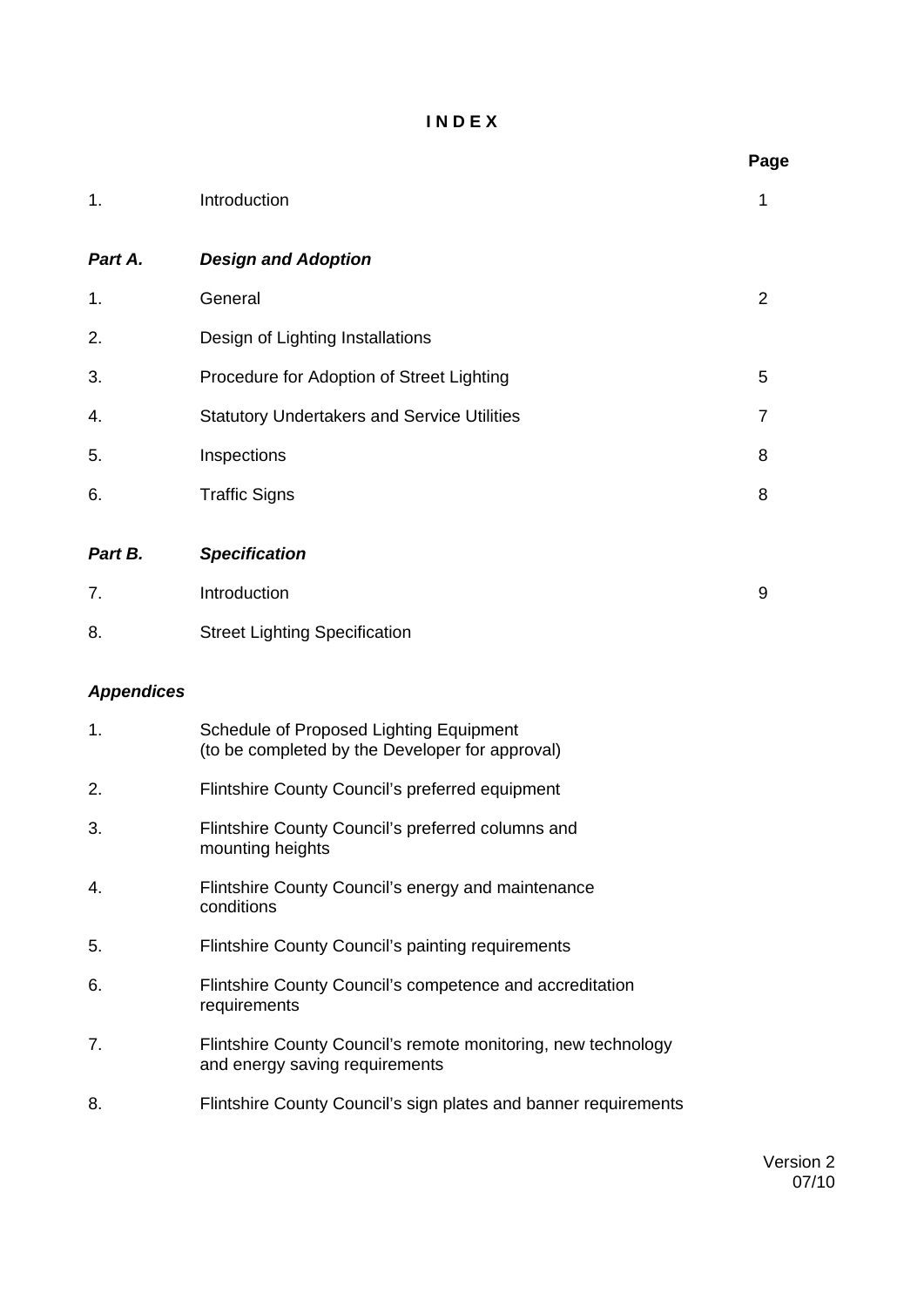# INDEX

| | | Page |
|---|---|---|
| 1. | Introduction | 1 |
| ***Part A.*** | ***Design and Adoption*** | |
| 1. | General | 2 |
| 2. | Design of Lighting Installations | |
| 3. | Procedure for Adoption of Street Lighting | 5 |
| 4. | Statutory Undertakers and Service Utilities | 7 |
| 5. | Inspections | 8 |
| 6. | Traffic Signs | 8 |
| ***Part B.*** | ***Specification*** | |
| 7. | Introduction | 9 |
| 8. | Street Lighting Specification | |

***Appendices***

1. Schedule of Proposed Lighting Equipment (to be completed by the Developer for approval)
2. Flintshire County Council's preferred equipment
3. Flintshire County Council's preferred columns and mounting heights
4. Flintshire County Council's energy and maintenance conditions
5. Flintshire County Council's painting requirements
6. Flintshire County Council's competence and accreditation requirements
7. Flintshire County Council's remote monitoring, new technology and energy saving requirements
8. Flintshire County Council's sign plates and banner requirements

Version 2
07/10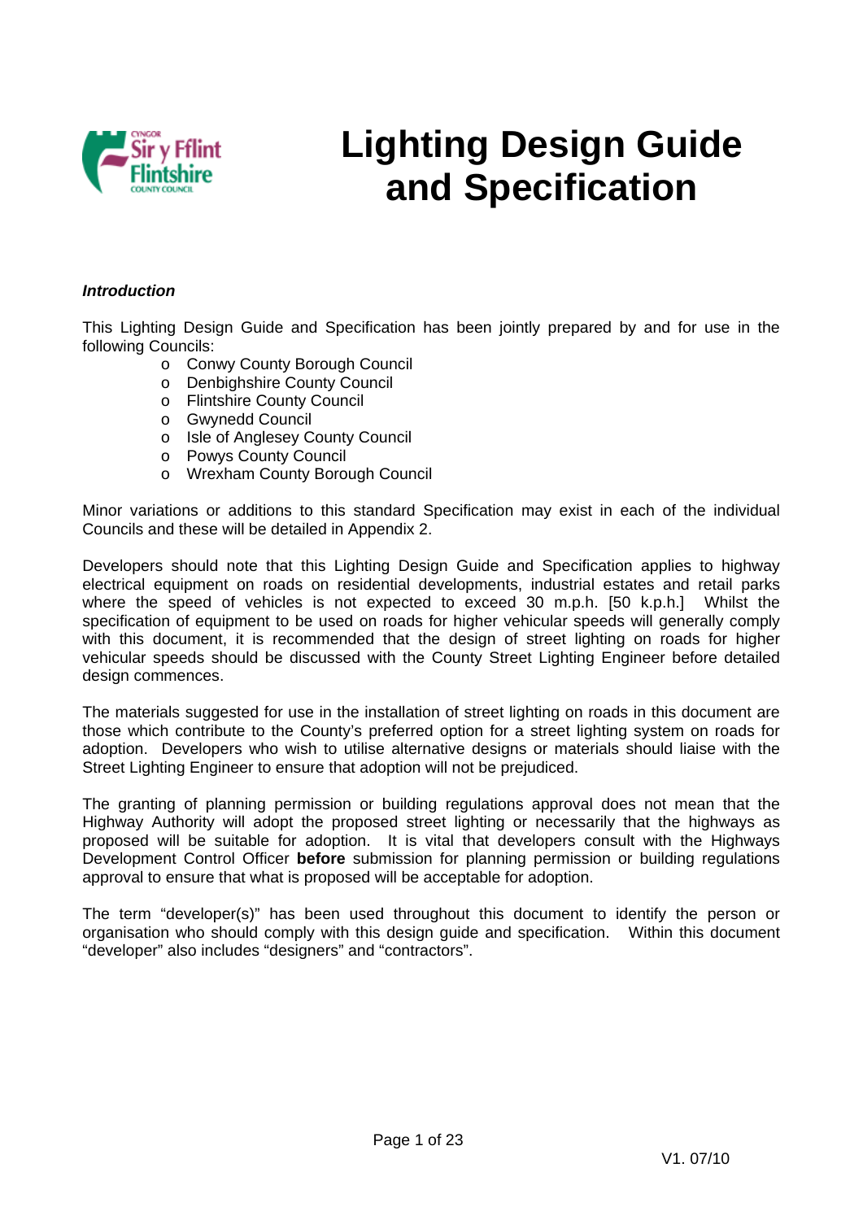# Lighting Design Guide and Specification

***Introduction***

This Lighting Design Guide and Specification has been jointly prepared by and for use in the following Councils:

- Conwy County Borough Council
- Denbighshire County Council
- Flintshire County Council
- Gwynedd Council
- Isle of Anglesey County Council
- Powys County Council
- Wrexham County Borough Council

Minor variations or additions to this standard Specification may exist in each of the individual Councils and these will be detailed in Appendix 2.

Developers should note that this Lighting Design Guide and Specification applies to highway electrical equipment on roads on residential developments, industrial estates and retail parks where the speed of vehicles is not expected to exceed 30 m.p.h. [50 k.p.h.] Whilst the specification of equipment to be used on roads for higher vehicular speeds will generally comply with this document, it is recommended that the design of street lighting on roads for higher vehicular speeds should be discussed with the County Street Lighting Engineer before detailed design commences.

The materials suggested for use in the installation of street lighting on roads in this document are those which contribute to the County's preferred option for a street lighting system on roads for adoption. Developers who wish to utilise alternative designs or materials should liaise with the Street Lighting Engineer to ensure that adoption will not be prejudiced.

The granting of planning permission or building regulations approval does not mean that the Highway Authority will adopt the proposed street lighting or necessarily that the highways as proposed will be suitable for adoption. It is vital that developers consult with the Highways Development Control Officer **before** submission for planning permission or building regulations approval to ensure that what is proposed will be acceptable for adoption.

The term "developer(s)" has been used throughout this document to identify the person or organisation who should comply with this design guide and specification. Within this document "developer" also includes "designers" and "contractors".

V1. 07/10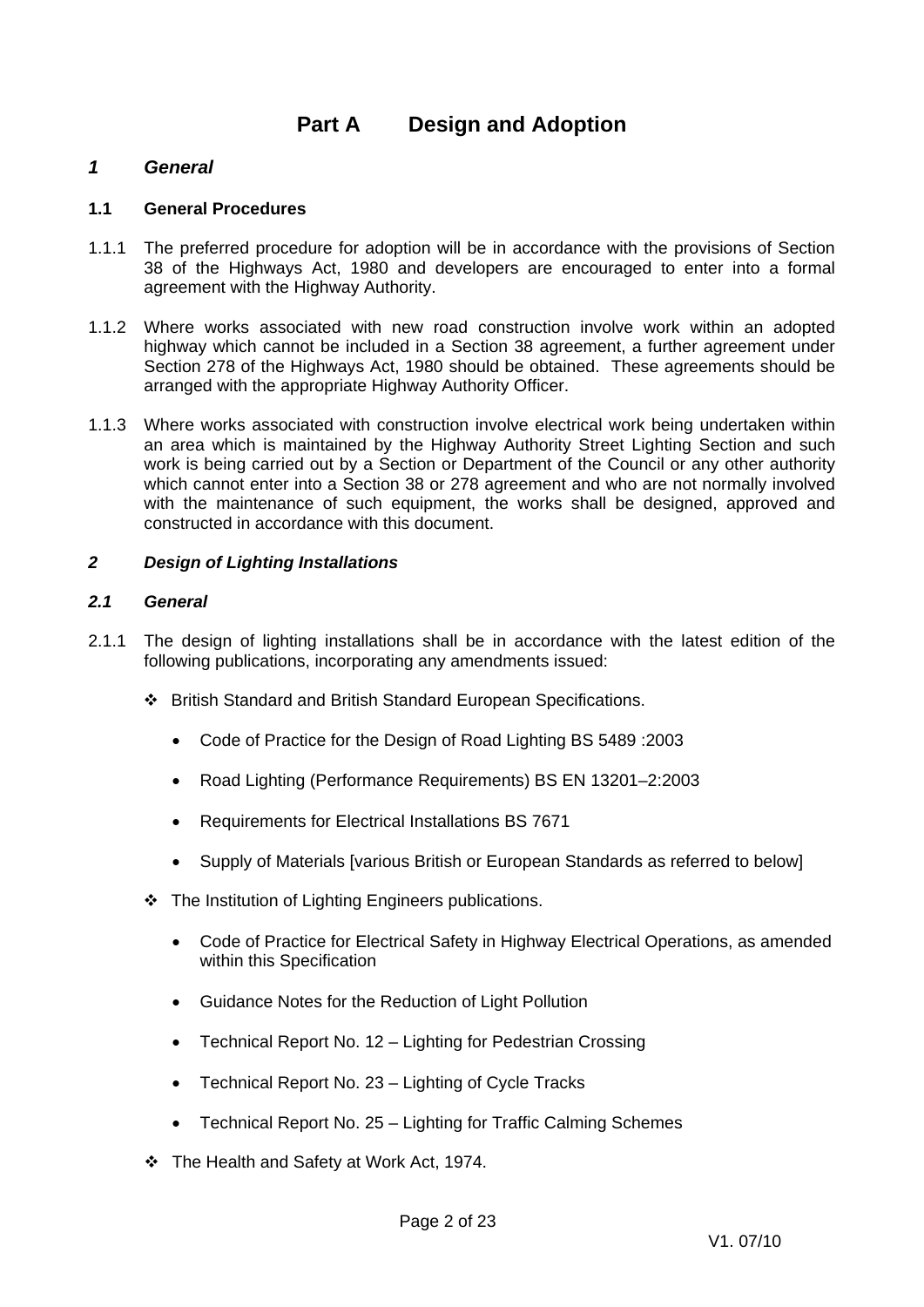# Part A Design and Adoption

## *1 General*

### 1.1 General Procedures

1.1.1 The preferred procedure for adoption will be in accordance with the provisions of Section 38 of the Highways Act, 1980 and developers are encouraged to enter into a formal agreement with the Highway Authority.

1.1.2 Where works associated with new road construction involve work within an adopted highway which cannot be included in a Section 38 agreement, a further agreement under Section 278 of the Highways Act, 1980 should be obtained. These agreements should be arranged with the appropriate Highway Authority Officer.

1.1.3 Where works associated with construction involve electrical work being undertaken within an area which is maintained by the Highway Authority Street Lighting Section and such work is being carried out by a Section or Department of the Council or any other authority which cannot enter into a Section 38 or 278 agreement and who are not normally involved with the maintenance of such equipment, the works shall be designed, approved and constructed in accordance with this document.

## *2 Design of Lighting Installations*

### *2.1 General*

2.1.1 The design of lighting installations shall be in accordance with the latest edition of the following publications, incorporating any amendments issued:

- ❖ British Standard and British Standard European Specifications.
  - Code of Practice for the Design of Road Lighting BS 5489 :2003
  - Road Lighting (Performance Requirements) BS EN 13201–2:2003
  - Requirements for Electrical Installations BS 7671
  - Supply of Materials [various British or European Standards as referred to below]
- ❖ The Institution of Lighting Engineers publications.
  - Code of Practice for Electrical Safety in Highway Electrical Operations, as amended within this Specification
  - Guidance Notes for the Reduction of Light Pollution
  - Technical Report No. 12 – Lighting for Pedestrian Crossing
  - Technical Report No. 23 – Lighting of Cycle Tracks
  - Technical Report No. 25 – Lighting for Traffic Calming Schemes
- ❖ The Health and Safety at Work Act, 1974.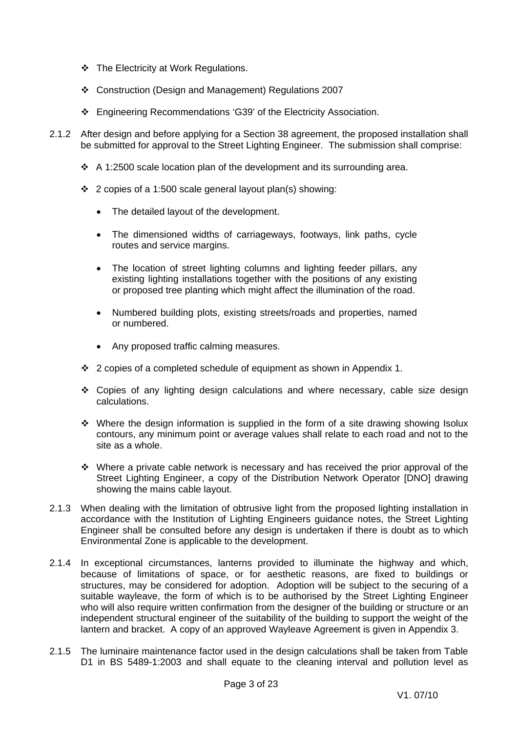- The Electricity at Work Regulations.
- Construction (Design and Management) Regulations 2007
- Engineering Recommendations 'G39' of the Electricity Association.

2.1.2 After design and before applying for a Section 38 agreement, the proposed installation shall be submitted for approval to the Street Lighting Engineer. The submission shall comprise:

- A 1:2500 scale location plan of the development and its surrounding area.
- 2 copies of a 1:500 scale general layout plan(s) showing:
  - The detailed layout of the development.
  - The dimensioned widths of carriageways, footways, link paths, cycle routes and service margins.
  - The location of street lighting columns and lighting feeder pillars, any existing lighting installations together with the positions of any existing or proposed tree planting which might affect the illumination of the road.
  - Numbered building plots, existing streets/roads and properties, named or numbered.
  - Any proposed traffic calming measures.
- 2 copies of a completed schedule of equipment as shown in Appendix 1.
- Copies of any lighting design calculations and where necessary, cable size design calculations.
- Where the design information is supplied in the form of a site drawing showing Isolux contours, any minimum point or average values shall relate to each road and not to the site as a whole.
- Where a private cable network is necessary and has received the prior approval of the Street Lighting Engineer, a copy of the Distribution Network Operator [DNO] drawing showing the mains cable layout.

2.1.3 When dealing with the limitation of obtrusive light from the proposed lighting installation in accordance with the Institution of Lighting Engineers guidance notes, the Street Lighting Engineer shall be consulted before any design is undertaken if there is doubt as to which Environmental Zone is applicable to the development.

2.1.4 In exceptional circumstances, lanterns provided to illuminate the highway and which, because of limitations of space, or for aesthetic reasons, are fixed to buildings or structures, may be considered for adoption. Adoption will be subject to the securing of a suitable wayleave, the form of which is to be authorised by the Street Lighting Engineer who will also require written confirmation from the designer of the building or structure or an independent structural engineer of the suitability of the building to support the weight of the lantern and bracket. A copy of an approved Wayleave Agreement is given in Appendix 3.

2.1.5 The luminaire maintenance factor used in the design calculations shall be taken from Table D1 in BS 5489-1:2003 and shall equate to the cleaning interval and pollution level as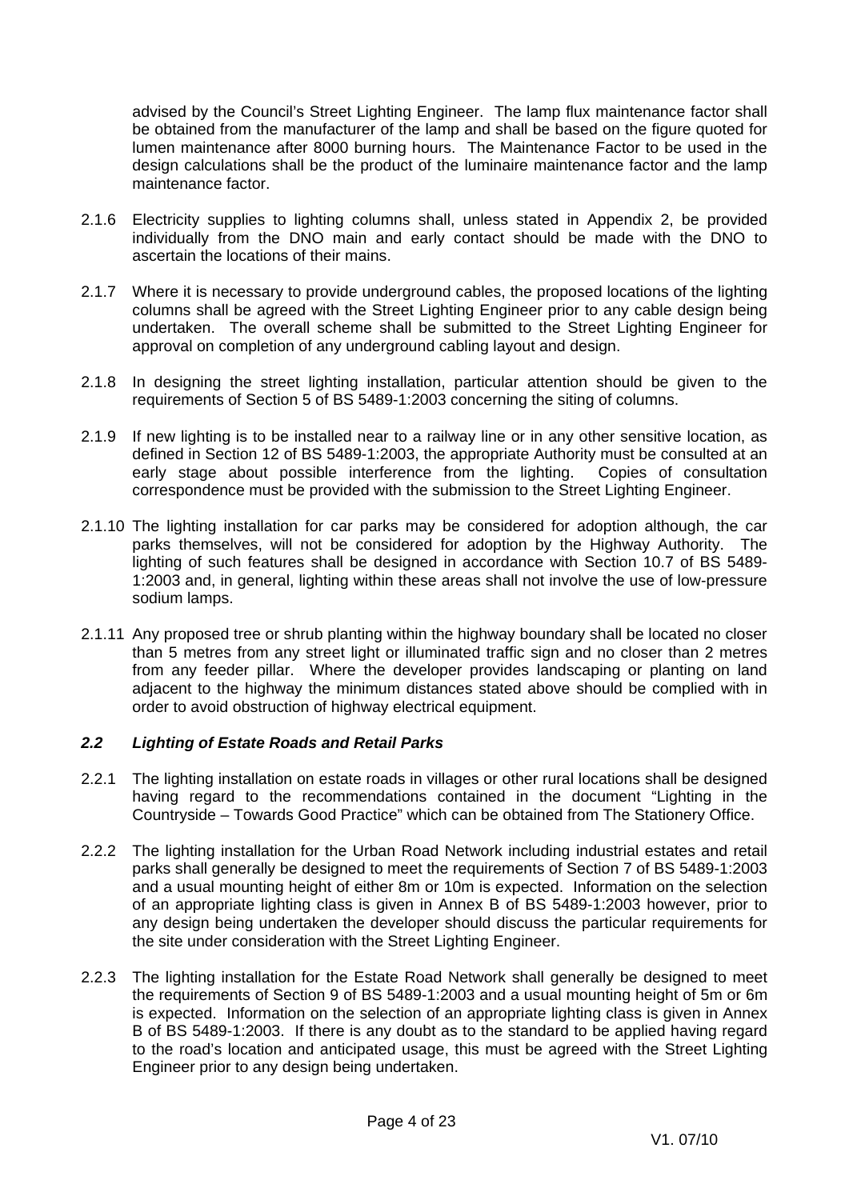advised by the Council's Street Lighting Engineer. The lamp flux maintenance factor shall be obtained from the manufacturer of the lamp and shall be based on the figure quoted for lumen maintenance after 8000 burning hours. The Maintenance Factor to be used in the design calculations shall be the product of the luminaire maintenance factor and the lamp maintenance factor.

2.1.6 Electricity supplies to lighting columns shall, unless stated in Appendix 2, be provided individually from the DNO main and early contact should be made with the DNO to ascertain the locations of their mains.

2.1.7 Where it is necessary to provide underground cables, the proposed locations of the lighting columns shall be agreed with the Street Lighting Engineer prior to any cable design being undertaken. The overall scheme shall be submitted to the Street Lighting Engineer for approval on completion of any underground cabling layout and design.

2.1.8 In designing the street lighting installation, particular attention should be given to the requirements of Section 5 of BS 5489-1:2003 concerning the siting of columns.

2.1.9 If new lighting is to be installed near to a railway line or in any other sensitive location, as defined in Section 12 of BS 5489-1:2003, the appropriate Authority must be consulted at an early stage about possible interference from the lighting. Copies of consultation correspondence must be provided with the submission to the Street Lighting Engineer.

2.1.10 The lighting installation for car parks may be considered for adoption although, the car parks themselves, will not be considered for adoption by the Highway Authority. The lighting of such features shall be designed in accordance with Section 10.7 of BS 5489-1:2003 and, in general, lighting within these areas shall not involve the use of low-pressure sodium lamps.

2.1.11 Any proposed tree or shrub planting within the highway boundary shall be located no closer than 5 metres from any street light or illuminated traffic sign and no closer than 2 metres from any feeder pillar. Where the developer provides landscaping or planting on land adjacent to the highway the minimum distances stated above should be complied with in order to avoid obstruction of highway electrical equipment.

### *2.2 Lighting of Estate Roads and Retail Parks*

2.2.1 The lighting installation on estate roads in villages or other rural locations shall be designed having regard to the recommendations contained in the document "Lighting in the Countryside – Towards Good Practice" which can be obtained from The Stationery Office.

2.2.2 The lighting installation for the Urban Road Network including industrial estates and retail parks shall generally be designed to meet the requirements of Section 7 of BS 5489-1:2003 and a usual mounting height of either 8m or 10m is expected. Information on the selection of an appropriate lighting class is given in Annex B of BS 5489-1:2003 however, prior to any design being undertaken the developer should discuss the particular requirements for the site under consideration with the Street Lighting Engineer.

2.2.3 The lighting installation for the Estate Road Network shall generally be designed to meet the requirements of Section 9 of BS 5489-1:2003 and a usual mounting height of 5m or 6m is expected. Information on the selection of an appropriate lighting class is given in Annex B of BS 5489-1:2003. If there is any doubt as to the standard to be applied having regard to the road's location and anticipated usage, this must be agreed with the Street Lighting Engineer prior to any design being undertaken.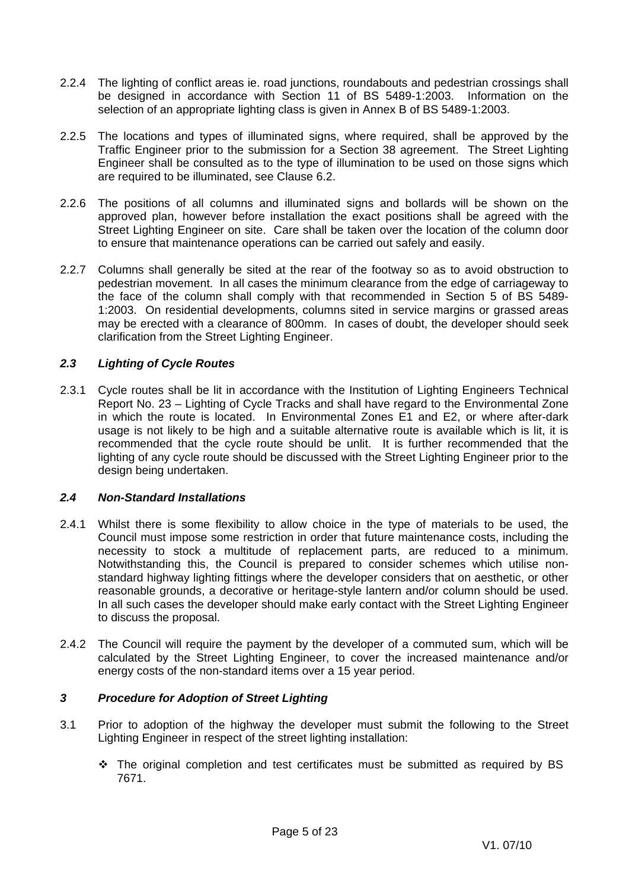2.2.4 The lighting of conflict areas ie. road junctions, roundabouts and pedestrian crossings shall be designed in accordance with Section 11 of BS 5489-1:2003. Information on the selection of an appropriate lighting class is given in Annex B of BS 5489-1:2003.

2.2.5 The locations and types of illuminated signs, where required, shall be approved by the Traffic Engineer prior to the submission for a Section 38 agreement. The Street Lighting Engineer shall be consulted as to the type of illumination to be used on those signs which are required to be illuminated, see Clause 6.2.

2.2.6 The positions of all columns and illuminated signs and bollards will be shown on the approved plan, however before installation the exact positions shall be agreed with the Street Lighting Engineer on site. Care shall be taken over the location of the column door to ensure that maintenance operations can be carried out safely and easily.

2.2.7 Columns shall generally be sited at the rear of the footway so as to avoid obstruction to pedestrian movement. In all cases the minimum clearance from the edge of carriageway to the face of the column shall comply with that recommended in Section 5 of BS 5489-1:2003. On residential developments, columns sited in service margins or grassed areas may be erected with a clearance of 800mm. In cases of doubt, the developer should seek clarification from the Street Lighting Engineer.

### *2.3 Lighting of Cycle Routes*

2.3.1 Cycle routes shall be lit in accordance with the Institution of Lighting Engineers Technical Report No. 23 – Lighting of Cycle Tracks and shall have regard to the Environmental Zone in which the route is located. In Environmental Zones E1 and E2, or where after-dark usage is not likely to be high and a suitable alternative route is available which is lit, it is recommended that the cycle route should be unlit. It is further recommended that the lighting of any cycle route should be discussed with the Street Lighting Engineer prior to the design being undertaken.

### *2.4 Non-Standard Installations*

2.4.1 Whilst there is some flexibility to allow choice in the type of materials to be used, the Council must impose some restriction in order that future maintenance costs, including the necessity to stock a multitude of replacement parts, are reduced to a minimum. Notwithstanding this, the Council is prepared to consider schemes which utilise non-standard highway lighting fittings where the developer considers that on aesthetic, or other reasonable grounds, a decorative or heritage-style lantern and/or column should be used. In all such cases the developer should make early contact with the Street Lighting Engineer to discuss the proposal.

2.4.2 The Council will require the payment by the developer of a commuted sum, which will be calculated by the Street Lighting Engineer, to cover the increased maintenance and/or energy costs of the non-standard items over a 15 year period.

## *3 Procedure for Adoption of Street Lighting*

3.1 Prior to adoption of the highway the developer must submit the following to the Street Lighting Engineer in respect of the street lighting installation:

- The original completion and test certificates must be submitted as required by BS 7671.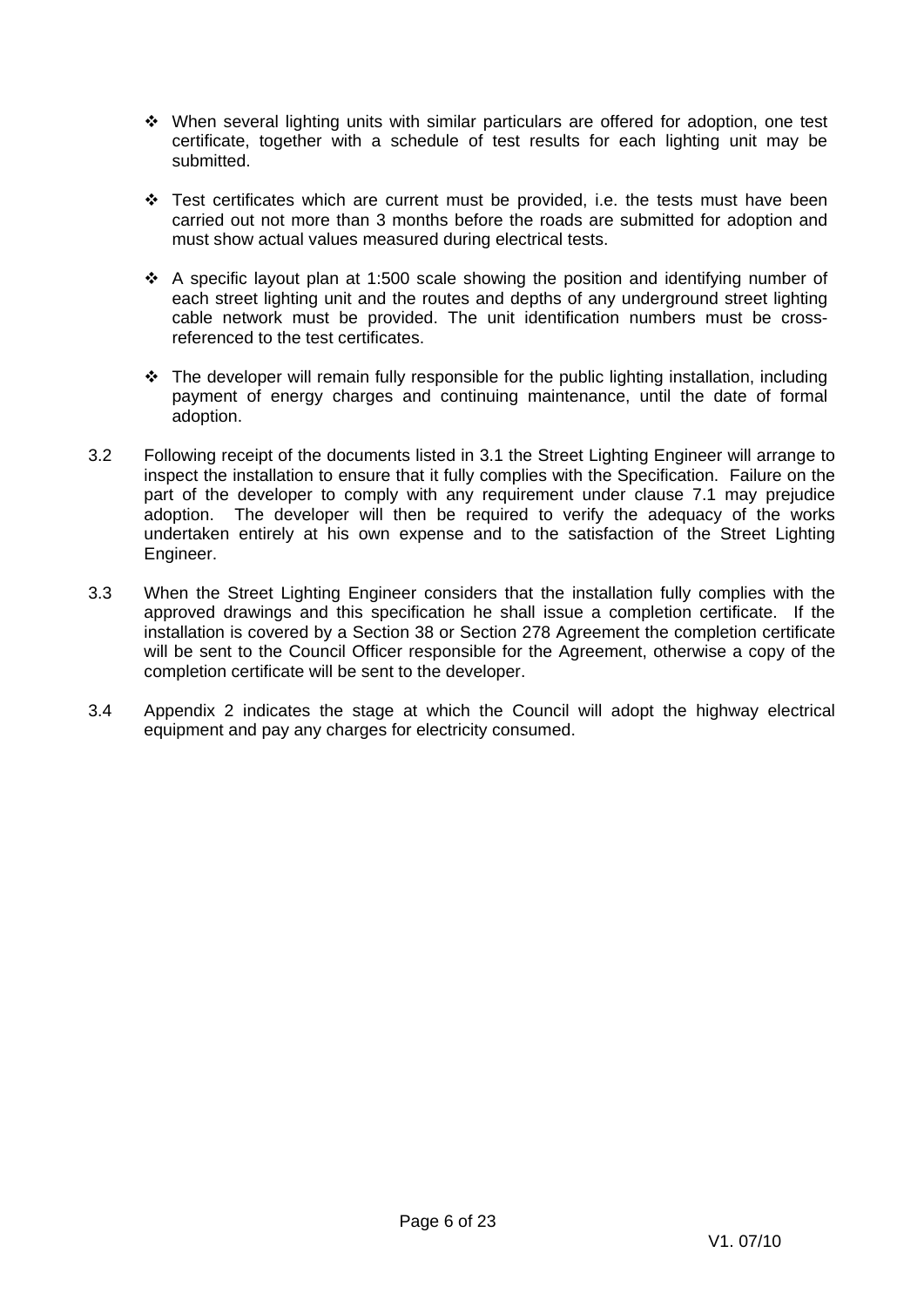- When several lighting units with similar particulars are offered for adoption, one test certificate, together with a schedule of test results for each lighting unit may be submitted.

- Test certificates which are current must be provided, i.e. the tests must have been carried out not more than 3 months before the roads are submitted for adoption and must show actual values measured during electrical tests.

- A specific layout plan at 1:500 scale showing the position and identifying number of each street lighting unit and the routes and depths of any underground street lighting cable network must be provided. The unit identification numbers must be cross-referenced to the test certificates.

- The developer will remain fully responsible for the public lighting installation, including payment of energy charges and continuing maintenance, until the date of formal adoption.

3.2 Following receipt of the documents listed in 3.1 the Street Lighting Engineer will arrange to inspect the installation to ensure that it fully complies with the Specification. Failure on the part of the developer to comply with any requirement under clause 7.1 may prejudice adoption. The developer will then be required to verify the adequacy of the works undertaken entirely at his own expense and to the satisfaction of the Street Lighting Engineer.

3.3 When the Street Lighting Engineer considers that the installation fully complies with the approved drawings and this specification he shall issue a completion certificate. If the installation is covered by a Section 38 or Section 278 Agreement the completion certificate will be sent to the Council Officer responsible for the Agreement, otherwise a copy of the completion certificate will be sent to the developer.

3.4 Appendix 2 indicates the stage at which the Council will adopt the highway electrical equipment and pay any charges for electricity consumed.

V1. 07/10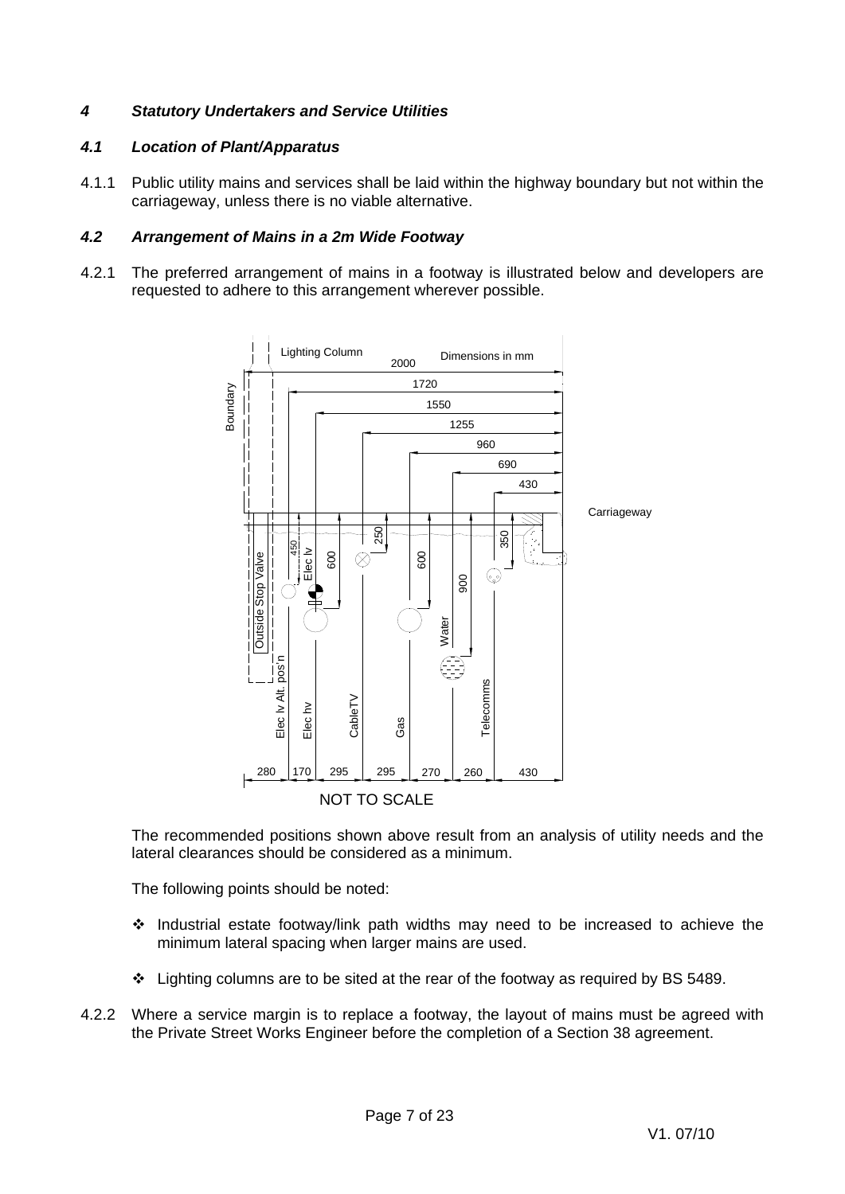## *4 Statutory Undertakers and Service Utilities*

### *4.1 Location of Plant/Apparatus*

4.1.1 Public utility mains and services shall be laid within the highway boundary but not within the carriageway, unless there is no viable alternative.

### *4.2 Arrangement of Mains in a 2m Wide Footway*

4.2.1 The preferred arrangement of mains in a footway is illustrated below and developers are requested to adhere to this arrangement wherever possible.

The recommended positions shown above result from an analysis of utility needs and the lateral clearances should be considered as a minimum.

The following points should be noted:

- Industrial estate footway/link path widths may need to be increased to achieve the minimum lateral spacing when larger mains are used.
- Lighting columns are to be sited at the rear of the footway as required by BS 5489.

4.2.2 Where a service margin is to replace a footway, the layout of mains must be agreed with the Private Street Works Engineer before the completion of a Section 38 agreement.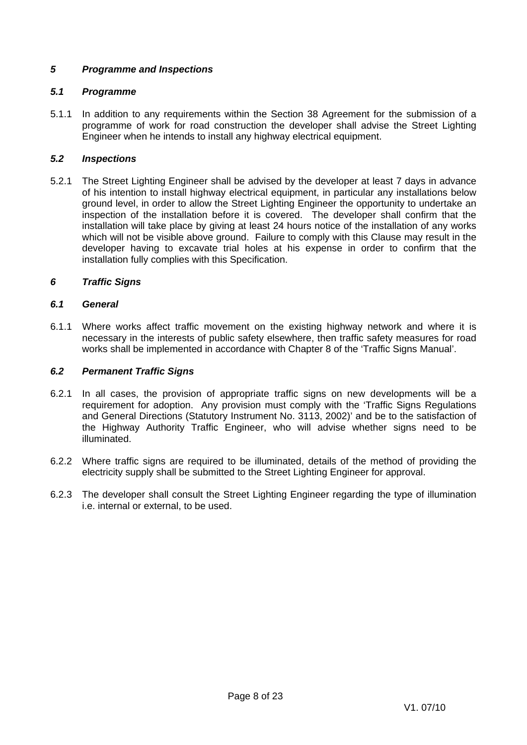## *5 Programme and Inspections*

### *5.1 Programme*

5.1.1 In addition to any requirements within the Section 38 Agreement for the submission of a programme of work for road construction the developer shall advise the Street Lighting Engineer when he intends to install any highway electrical equipment.

### *5.2 Inspections*

5.2.1 The Street Lighting Engineer shall be advised by the developer at least 7 days in advance of his intention to install highway electrical equipment, in particular any installations below ground level, in order to allow the Street Lighting Engineer the opportunity to undertake an inspection of the installation before it is covered. The developer shall confirm that the installation will take place by giving at least 24 hours notice of the installation of any works which will not be visible above ground. Failure to comply with this Clause may result in the developer having to excavate trial holes at his expense in order to confirm that the installation fully complies with this Specification.

## *6 Traffic Signs*

### *6.1 General*

6.1.1 Where works affect traffic movement on the existing highway network and where it is necessary in the interests of public safety elsewhere, then traffic safety measures for road works shall be implemented in accordance with Chapter 8 of the 'Traffic Signs Manual'.

### *6.2 Permanent Traffic Signs*

6.2.1 In all cases, the provision of appropriate traffic signs on new developments will be a requirement for adoption. Any provision must comply with the 'Traffic Signs Regulations and General Directions (Statutory Instrument No. 3113, 2002)' and be to the satisfaction of the Highway Authority Traffic Engineer, who will advise whether signs need to be illuminated.

6.2.2 Where traffic signs are required to be illuminated, details of the method of providing the electricity supply shall be submitted to the Street Lighting Engineer for approval.

6.2.3 The developer shall consult the Street Lighting Engineer regarding the type of illumination i.e. internal or external, to be used.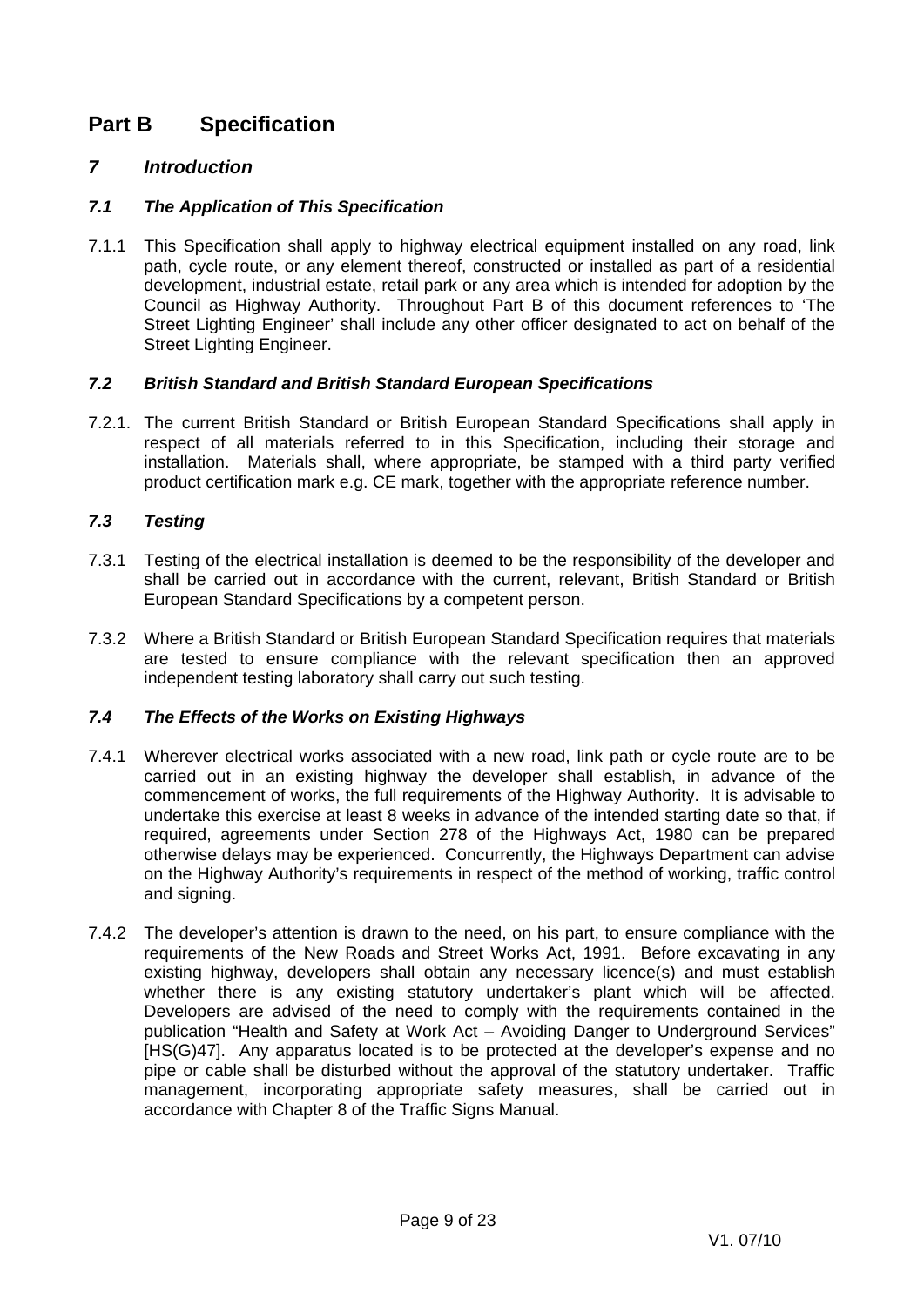# Part B Specification

## 7 Introduction

### 7.1 The Application of This Specification

7.1.1 This Specification shall apply to highway electrical equipment installed on any road, link path, cycle route, or any element thereof, constructed or installed as part of a residential development, industrial estate, retail park or any area which is intended for adoption by the Council as Highway Authority. Throughout Part B of this document references to 'The Street Lighting Engineer' shall include any other officer designated to act on behalf of the Street Lighting Engineer.

### 7.2 British Standard and British Standard European Specifications

7.2.1. The current British Standard or British European Standard Specifications shall apply in respect of all materials referred to in this Specification, including their storage and installation. Materials shall, where appropriate, be stamped with a third party verified product certification mark e.g. CE mark, together with the appropriate reference number.

### 7.3 Testing

7.3.1 Testing of the electrical installation is deemed to be the responsibility of the developer and shall be carried out in accordance with the current, relevant, British Standard or British European Standard Specifications by a competent person.

7.3.2 Where a British Standard or British European Standard Specification requires that materials are tested to ensure compliance with the relevant specification then an approved independent testing laboratory shall carry out such testing.

### 7.4 The Effects of the Works on Existing Highways

7.4.1 Wherever electrical works associated with a new road, link path or cycle route are to be carried out in an existing highway the developer shall establish, in advance of the commencement of works, the full requirements of the Highway Authority. It is advisable to undertake this exercise at least 8 weeks in advance of the intended starting date so that, if required, agreements under Section 278 of the Highways Act, 1980 can be prepared otherwise delays may be experienced. Concurrently, the Highways Department can advise on the Highway Authority's requirements in respect of the method of working, traffic control and signing.

7.4.2 The developer's attention is drawn to the need, on his part, to ensure compliance with the requirements of the New Roads and Street Works Act, 1991. Before excavating in any existing highway, developers shall obtain any necessary licence(s) and must establish whether there is any existing statutory undertaker's plant which will be affected. Developers are advised of the need to comply with the requirements contained in the publication "Health and Safety at Work Act – Avoiding Danger to Underground Services" [HS(G)47]. Any apparatus located is to be protected at the developer's expense and no pipe or cable shall be disturbed without the approval of the statutory undertaker. Traffic management, incorporating appropriate safety measures, shall be carried out in accordance with Chapter 8 of the Traffic Signs Manual.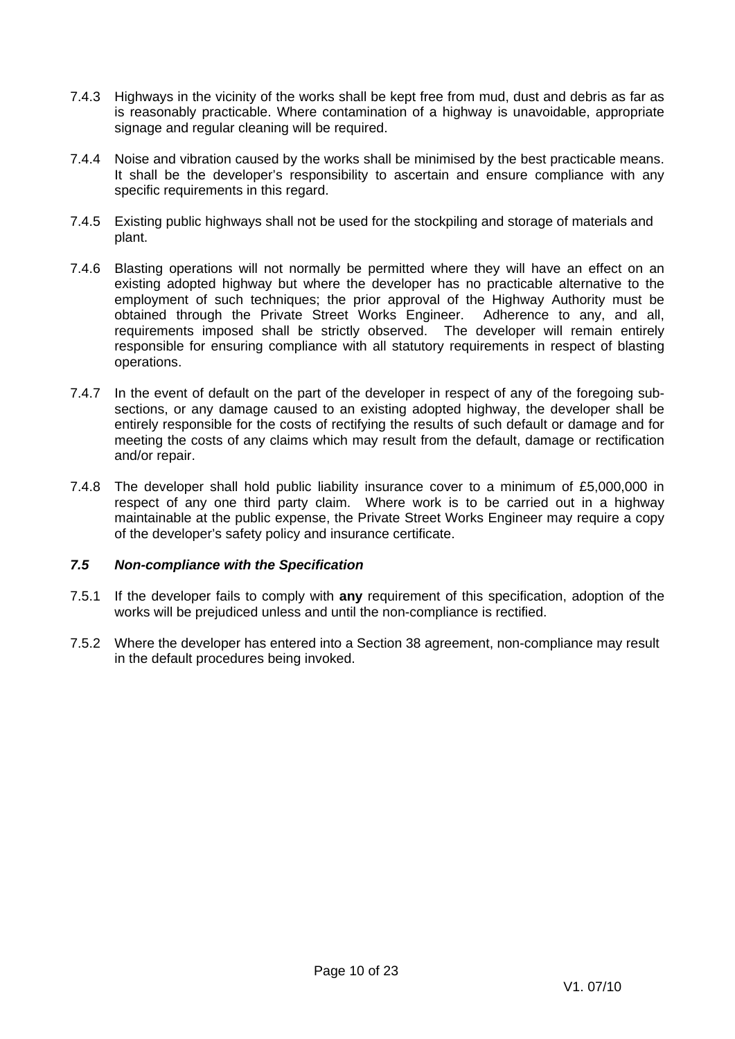7.4.3 Highways in the vicinity of the works shall be kept free from mud, dust and debris as far as is reasonably practicable. Where contamination of a highway is unavoidable, appropriate signage and regular cleaning will be required.

7.4.4 Noise and vibration caused by the works shall be minimised by the best practicable means. It shall be the developer's responsibility to ascertain and ensure compliance with any specific requirements in this regard.

7.4.5 Existing public highways shall not be used for the stockpiling and storage of materials and plant.

7.4.6 Blasting operations will not normally be permitted where they will have an effect on an existing adopted highway but where the developer has no practicable alternative to the employment of such techniques; the prior approval of the Highway Authority must be obtained through the Private Street Works Engineer. Adherence to any, and all, requirements imposed shall be strictly observed. The developer will remain entirely responsible for ensuring compliance with all statutory requirements in respect of blasting operations.

7.4.7 In the event of default on the part of the developer in respect of any of the foregoing sub-sections, or any damage caused to an existing adopted highway, the developer shall be entirely responsible for the costs of rectifying the results of such default or damage and for meeting the costs of any claims which may result from the default, damage or rectification and/or repair.

7.4.8 The developer shall hold public liability insurance cover to a minimum of £5,000,000 in respect of any one third party claim. Where work is to be carried out in a highway maintainable at the public expense, the Private Street Works Engineer may require a copy of the developer's safety policy and insurance certificate.

### *7.5 Non-compliance with the Specification*

7.5.1 If the developer fails to comply with **any** requirement of this specification, adoption of the works will be prejudiced unless and until the non-compliance is rectified.

7.5.2 Where the developer has entered into a Section 38 agreement, non-compliance may result in the default procedures being invoked.

V1. 07/10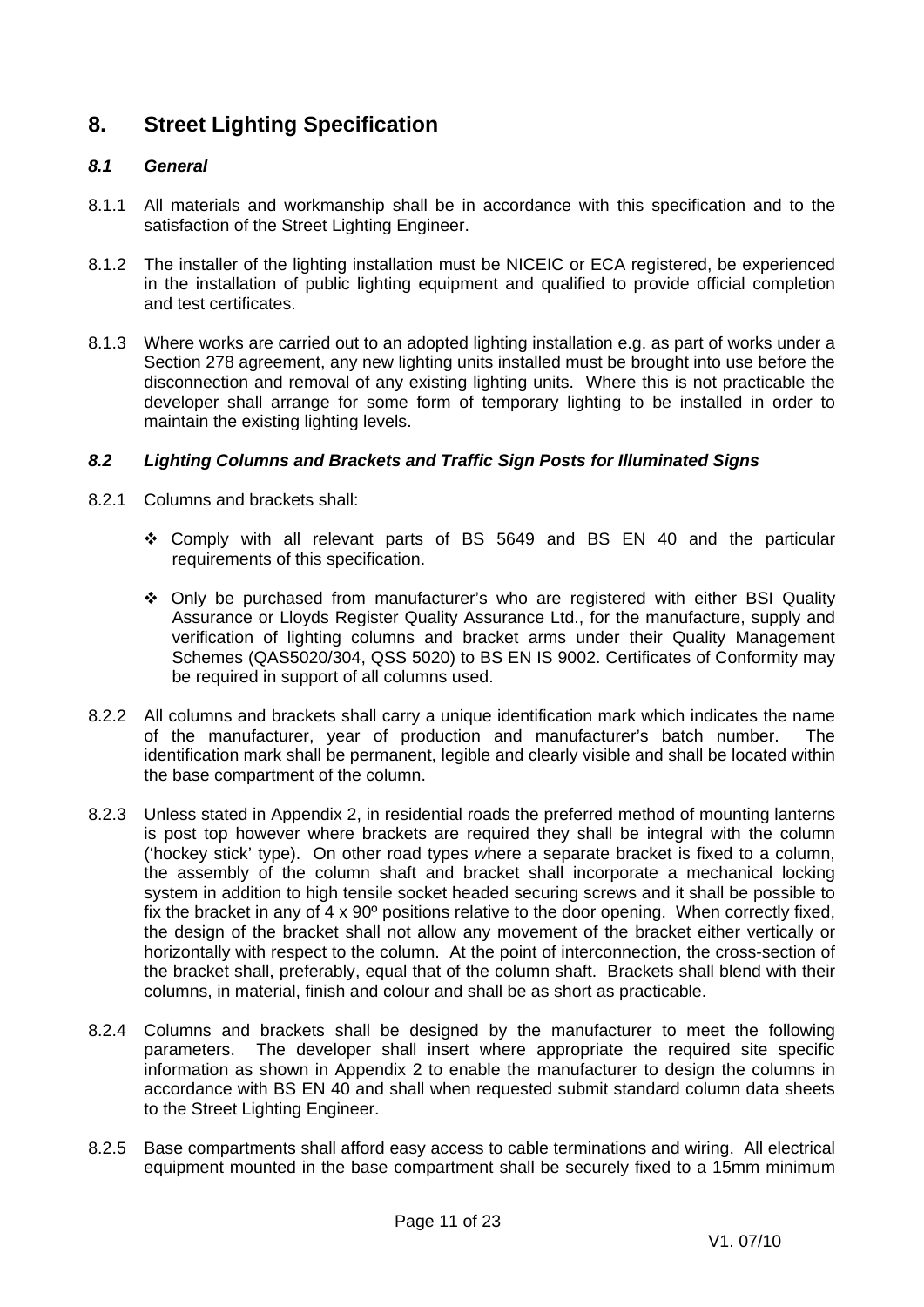# 8. Street Lighting Specification

## *8.1 General*

8.1.1 All materials and workmanship shall be in accordance with this specification and to the satisfaction of the Street Lighting Engineer.

8.1.2 The installer of the lighting installation must be NICEIC or ECA registered, be experienced in the installation of public lighting equipment and qualified to provide official completion and test certificates.

8.1.3 Where works are carried out to an adopted lighting installation e.g. as part of works under a Section 278 agreement, any new lighting units installed must be brought into use before the disconnection and removal of any existing lighting units. Where this is not practicable the developer shall arrange for some form of temporary lighting to be installed in order to maintain the existing lighting levels.

## *8.2 Lighting Columns and Brackets and Traffic Sign Posts for Illuminated Signs*

8.2.1 Columns and brackets shall:

- Comply with all relevant parts of BS 5649 and BS EN 40 and the particular requirements of this specification.
- Only be purchased from manufacturer's who are registered with either BSI Quality Assurance or Lloyds Register Quality Assurance Ltd., for the manufacture, supply and verification of lighting columns and bracket arms under their Quality Management Schemes (QAS5020/304, QSS 5020) to BS EN IS 9002. Certificates of Conformity may be required in support of all columns used.

8.2.2 All columns and brackets shall carry a unique identification mark which indicates the name of the manufacturer, year of production and manufacturer's batch number. The identification mark shall be permanent, legible and clearly visible and shall be located within the base compartment of the column.

8.2.3 Unless stated in Appendix 2, in residential roads the preferred method of mounting lanterns is post top however where brackets are required they shall be integral with the column ('hockey stick' type). On other road types *w*here a separate bracket is fixed to a column, the assembly of the column shaft and bracket shall incorporate a mechanical locking system in addition to high tensile socket headed securing screws and it shall be possible to fix the bracket in any of 4 x 90º positions relative to the door opening. When correctly fixed, the design of the bracket shall not allow any movement of the bracket either vertically or horizontally with respect to the column. At the point of interconnection, the cross-section of the bracket shall, preferably, equal that of the column shaft. Brackets shall blend with their columns, in material, finish and colour and shall be as short as practicable.

8.2.4 Columns and brackets shall be designed by the manufacturer to meet the following parameters. The developer shall insert where appropriate the required site specific information as shown in Appendix 2 to enable the manufacturer to design the columns in accordance with BS EN 40 and shall when requested submit standard column data sheets to the Street Lighting Engineer.

8.2.5 Base compartments shall afford easy access to cable terminations and wiring. All electrical equipment mounted in the base compartment shall be securely fixed to a 15mm minimum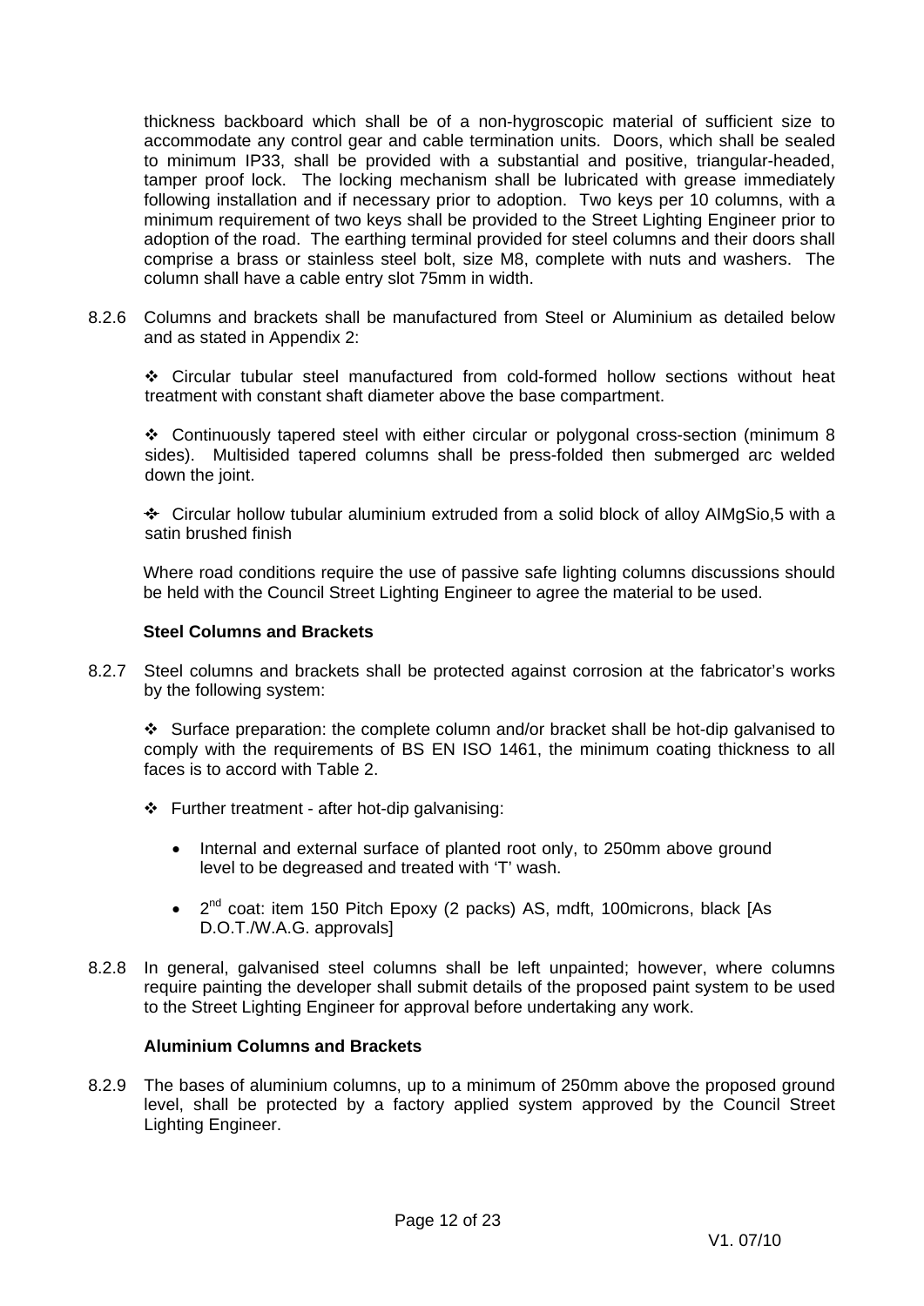thickness backboard which shall be of a non-hygroscopic material of sufficient size to accommodate any control gear and cable termination units. Doors, which shall be sealed to minimum IP33, shall be provided with a substantial and positive, triangular-headed, tamper proof lock. The locking mechanism shall be lubricated with grease immediately following installation and if necessary prior to adoption. Two keys per 10 columns, with a minimum requirement of two keys shall be provided to the Street Lighting Engineer prior to adoption of the road. The earthing terminal provided for steel columns and their doors shall comprise a brass or stainless steel bolt, size M8, complete with nuts and washers. The column shall have a cable entry slot 75mm in width.

8.2.6 Columns and brackets shall be manufactured from Steel or Aluminium as detailed below and as stated in Appendix 2:

- Circular tubular steel manufactured from cold-formed hollow sections without heat treatment with constant shaft diameter above the base compartment.

- Continuously tapered steel with either circular or polygonal cross-section (minimum 8 sides). Multisided tapered columns shall be press-folded then submerged arc welded down the joint.

- Circular hollow tubular aluminium extruded from a solid block of alloy AIMgSio,5 with a satin brushed finish

Where road conditions require the use of passive safe lighting columns discussions should be held with the Council Street Lighting Engineer to agree the material to be used.

**Steel Columns and Brackets**

8.2.7 Steel columns and brackets shall be protected against corrosion at the fabricator's works by the following system:

- Surface preparation: the complete column and/or bracket shall be hot-dip galvanised to comply with the requirements of BS EN ISO 1461, the minimum coating thickness to all faces is to accord with Table 2.

- Further treatment - after hot-dip galvanising:

  - Internal and external surface of planted root only, to 250mm above ground level to be degreased and treated with 'T' wash.

  - 2nd coat: item 150 Pitch Epoxy (2 packs) AS, mdft, 100microns, black [As D.O.T./W.A.G. approvals]

8.2.8 In general, galvanised steel columns shall be left unpainted; however, where columns require painting the developer shall submit details of the proposed paint system to be used to the Street Lighting Engineer for approval before undertaking any work.

**Aluminium Columns and Brackets**

8.2.9 The bases of aluminium columns, up to a minimum of 250mm above the proposed ground level, shall be protected by a factory applied system approved by the Council Street Lighting Engineer.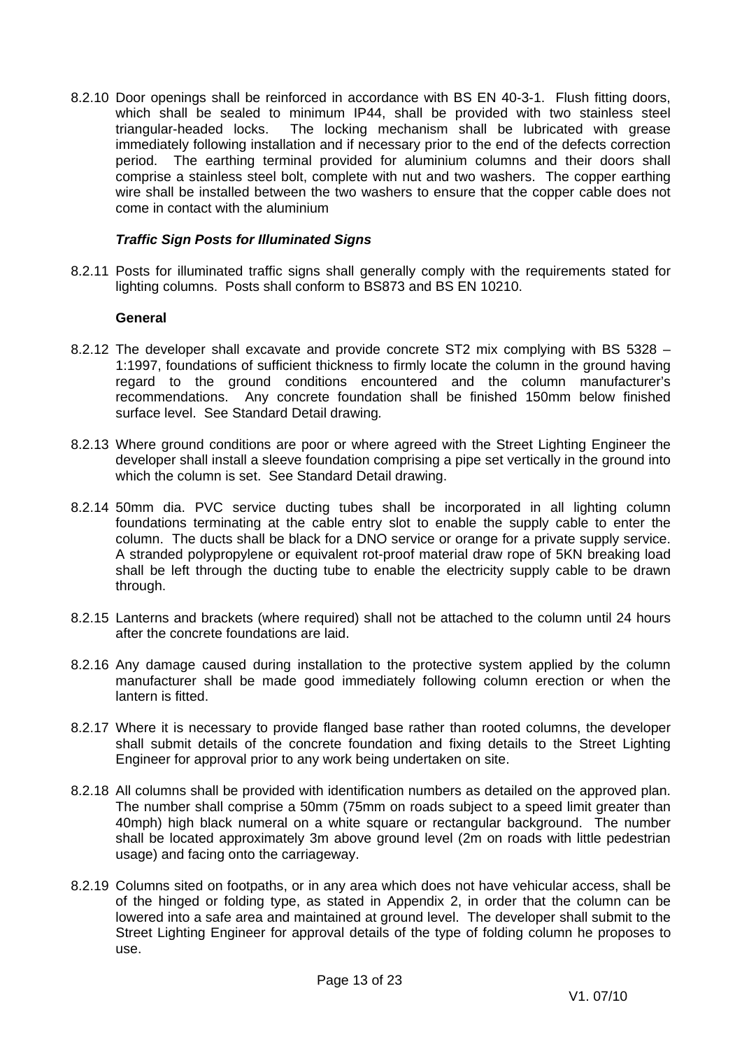8.2.10 Door openings shall be reinforced in accordance with BS EN 40-3-1. Flush fitting doors, which shall be sealed to minimum IP44, shall be provided with two stainless steel triangular-headed locks. The locking mechanism shall be lubricated with grease immediately following installation and if necessary prior to the end of the defects correction period. The earthing terminal provided for aluminium columns and their doors shall comprise a stainless steel bolt, complete with nut and two washers. The copper earthing wire shall be installed between the two washers to ensure that the copper cable does not come in contact with the aluminium

***Traffic Sign Posts for Illuminated Signs***

8.2.11 Posts for illuminated traffic signs shall generally comply with the requirements stated for lighting columns. Posts shall conform to BS873 and BS EN 10210.

**General**

8.2.12 The developer shall excavate and provide concrete ST2 mix complying with BS 5328 – 1:1997, foundations of sufficient thickness to firmly locate the column in the ground having regard to the ground conditions encountered and the column manufacturer's recommendations. Any concrete foundation shall be finished 150mm below finished surface level. See Standard Detail drawing.

8.2.13 Where ground conditions are poor or where agreed with the Street Lighting Engineer the developer shall install a sleeve foundation comprising a pipe set vertically in the ground into which the column is set. See Standard Detail drawing.

8.2.14 50mm dia. PVC service ducting tubes shall be incorporated in all lighting column foundations terminating at the cable entry slot to enable the supply cable to enter the column. The ducts shall be black for a DNO service or orange for a private supply service. A stranded polypropylene or equivalent rot-proof material draw rope of 5KN breaking load shall be left through the ducting tube to enable the electricity supply cable to be drawn through.

8.2.15 Lanterns and brackets (where required) shall not be attached to the column until 24 hours after the concrete foundations are laid.

8.2.16 Any damage caused during installation to the protective system applied by the column manufacturer shall be made good immediately following column erection or when the lantern is fitted.

8.2.17 Where it is necessary to provide flanged base rather than rooted columns, the developer shall submit details of the concrete foundation and fixing details to the Street Lighting Engineer for approval prior to any work being undertaken on site.

8.2.18 All columns shall be provided with identification numbers as detailed on the approved plan. The number shall comprise a 50mm (75mm on roads subject to a speed limit greater than 40mph) high black numeral on a white square or rectangular background. The number shall be located approximately 3m above ground level (2m on roads with little pedestrian usage) and facing onto the carriageway.

8.2.19 Columns sited on footpaths, or in any area which does not have vehicular access, shall be of the hinged or folding type, as stated in Appendix 2, in order that the column can be lowered into a safe area and maintained at ground level. The developer shall submit to the Street Lighting Engineer for approval details of the type of folding column he proposes to use.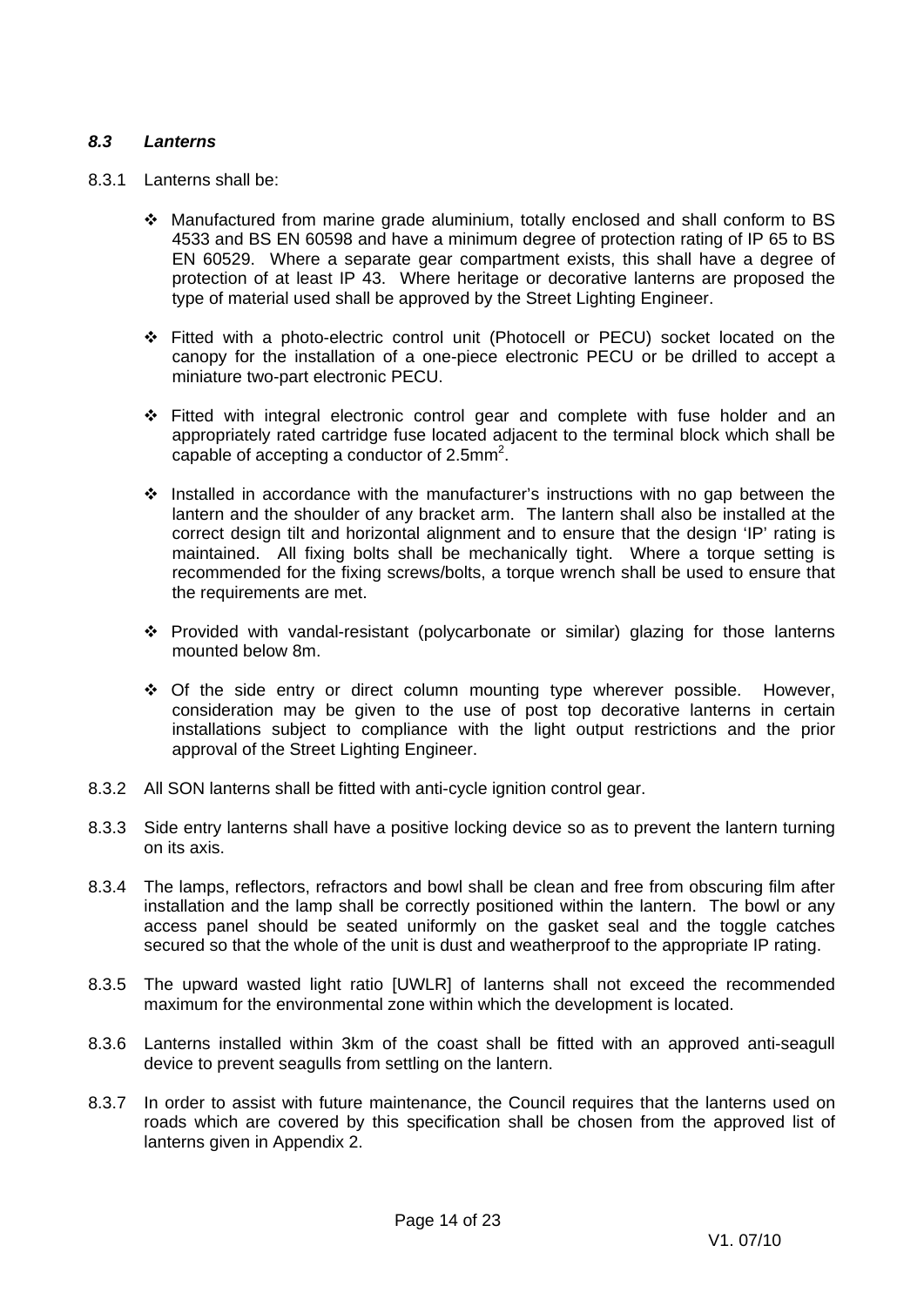### *8.3 Lanterns*

8.3.1 Lanterns shall be:

- Manufactured from marine grade aluminium, totally enclosed and shall conform to BS 4533 and BS EN 60598 and have a minimum degree of protection rating of IP 65 to BS EN 60529. Where a separate gear compartment exists, this shall have a degree of protection of at least IP 43. Where heritage or decorative lanterns are proposed the type of material used shall be approved by the Street Lighting Engineer.

- Fitted with a photo-electric control unit (Photocell or PECU) socket located on the canopy for the installation of a one-piece electronic PECU or be drilled to accept a miniature two-part electronic PECU.

- Fitted with integral electronic control gear and complete with fuse holder and an appropriately rated cartridge fuse located adjacent to the terminal block which shall be capable of accepting a conductor of 2.5mm$^2$.

- Installed in accordance with the manufacturer's instructions with no gap between the lantern and the shoulder of any bracket arm. The lantern shall also be installed at the correct design tilt and horizontal alignment and to ensure that the design 'IP' rating is maintained. All fixing bolts shall be mechanically tight. Where a torque setting is recommended for the fixing screws/bolts, a torque wrench shall be used to ensure that the requirements are met.

- Provided with vandal-resistant (polycarbonate or similar) glazing for those lanterns mounted below 8m.

- Of the side entry or direct column mounting type wherever possible. However, consideration may be given to the use of post top decorative lanterns in certain installations subject to compliance with the light output restrictions and the prior approval of the Street Lighting Engineer.

8.3.2 All SON lanterns shall be fitted with anti-cycle ignition control gear.

8.3.3 Side entry lanterns shall have a positive locking device so as to prevent the lantern turning on its axis.

8.3.4 The lamps, reflectors, refractors and bowl shall be clean and free from obscuring film after installation and the lamp shall be correctly positioned within the lantern. The bowl or any access panel should be seated uniformly on the gasket seal and the toggle catches secured so that the whole of the unit is dust and weatherproof to the appropriate IP rating.

8.3.5 The upward wasted light ratio [UWLR] of lanterns shall not exceed the recommended maximum for the environmental zone within which the development is located.

8.3.6 Lanterns installed within 3km of the coast shall be fitted with an approved anti-seagull device to prevent seagulls from settling on the lantern.

8.3.7 In order to assist with future maintenance, the Council requires that the lanterns used on roads which are covered by this specification shall be chosen from the approved list of lanterns given in Appendix 2.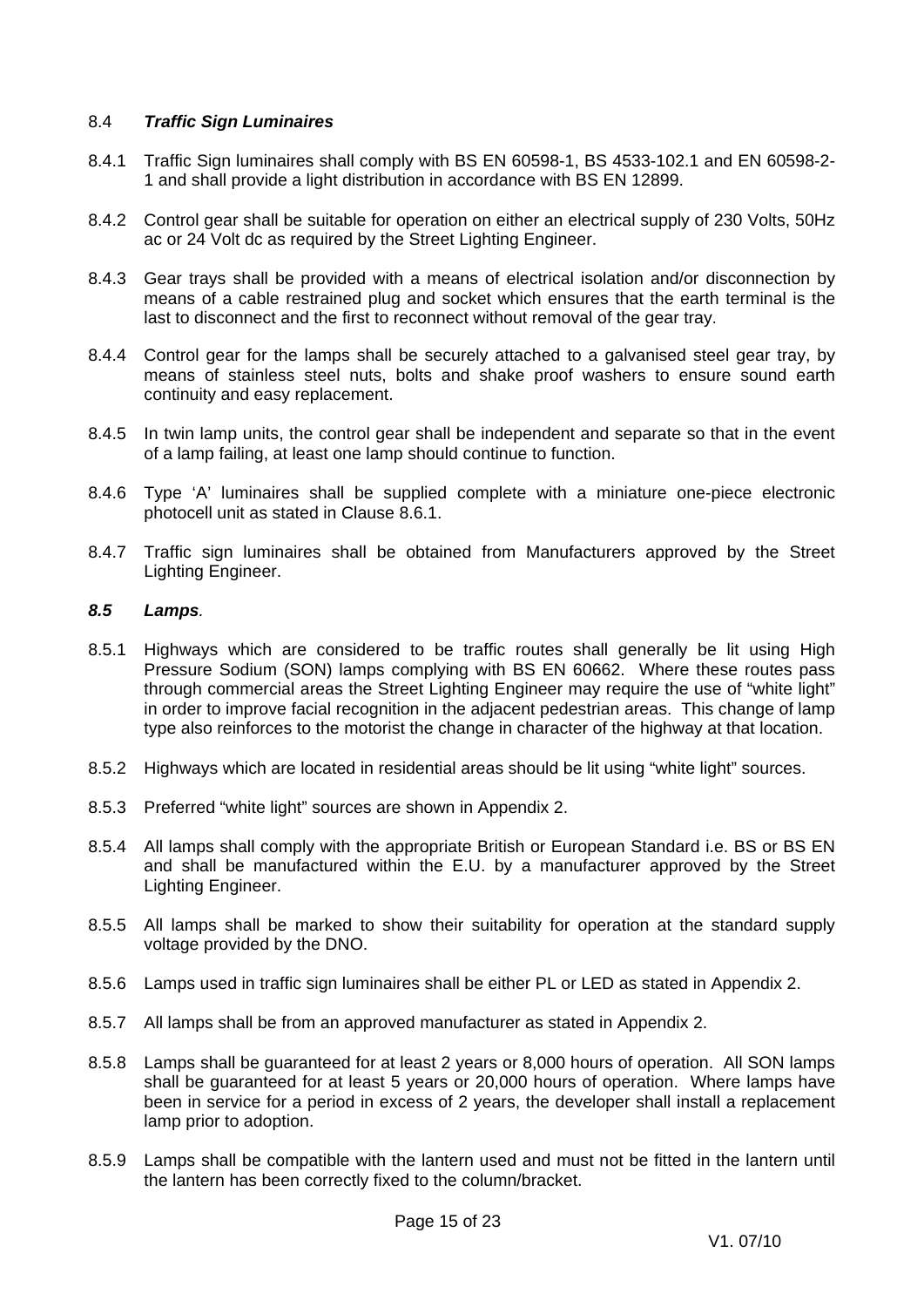## 8.4 ***Traffic Sign Luminaires***

8.4.1 Traffic Sign luminaires shall comply with BS EN 60598-1, BS 4533-102.1 and EN 60598-2-1 and shall provide a light distribution in accordance with BS EN 12899.

8.4.2 Control gear shall be suitable for operation on either an electrical supply of 230 Volts, 50Hz ac or 24 Volt dc as required by the Street Lighting Engineer.

8.4.3 Gear trays shall be provided with a means of electrical isolation and/or disconnection by means of a cable restrained plug and socket which ensures that the earth terminal is the last to disconnect and the first to reconnect without removal of the gear tray.

8.4.4 Control gear for the lamps shall be securely attached to a galvanised steel gear tray, by means of stainless steel nuts, bolts and shake proof washers to ensure sound earth continuity and easy replacement.

8.4.5 In twin lamp units, the control gear shall be independent and separate so that in the event of a lamp failing, at least one lamp should continue to function.

8.4.6 Type 'A' luminaires shall be supplied complete with a miniature one-piece electronic photocell unit as stated in Clause 8.6.1.

8.4.7 Traffic sign luminaires shall be obtained from Manufacturers approved by the Street Lighting Engineer.

## ***8.5 Lamps.***

8.5.1 Highways which are considered to be traffic routes shall generally be lit using High Pressure Sodium (SON) lamps complying with BS EN 60662. Where these routes pass through commercial areas the Street Lighting Engineer may require the use of "white light" in order to improve facial recognition in the adjacent pedestrian areas. This change of lamp type also reinforces to the motorist the change in character of the highway at that location.

8.5.2 Highways which are located in residential areas should be lit using "white light" sources.

8.5.3 Preferred "white light" sources are shown in Appendix 2.

8.5.4 All lamps shall comply with the appropriate British or European Standard i.e. BS or BS EN and shall be manufactured within the E.U. by a manufacturer approved by the Street Lighting Engineer.

8.5.5 All lamps shall be marked to show their suitability for operation at the standard supply voltage provided by the DNO.

8.5.6 Lamps used in traffic sign luminaires shall be either PL or LED as stated in Appendix 2.

8.5.7 All lamps shall be from an approved manufacturer as stated in Appendix 2.

8.5.8 Lamps shall be guaranteed for at least 2 years or 8,000 hours of operation. All SON lamps shall be guaranteed for at least 5 years or 20,000 hours of operation. Where lamps have been in service for a period in excess of 2 years, the developer shall install a replacement lamp prior to adoption.

8.5.9 Lamps shall be compatible with the lantern used and must not be fitted in the lantern until the lantern has been correctly fixed to the column/bracket.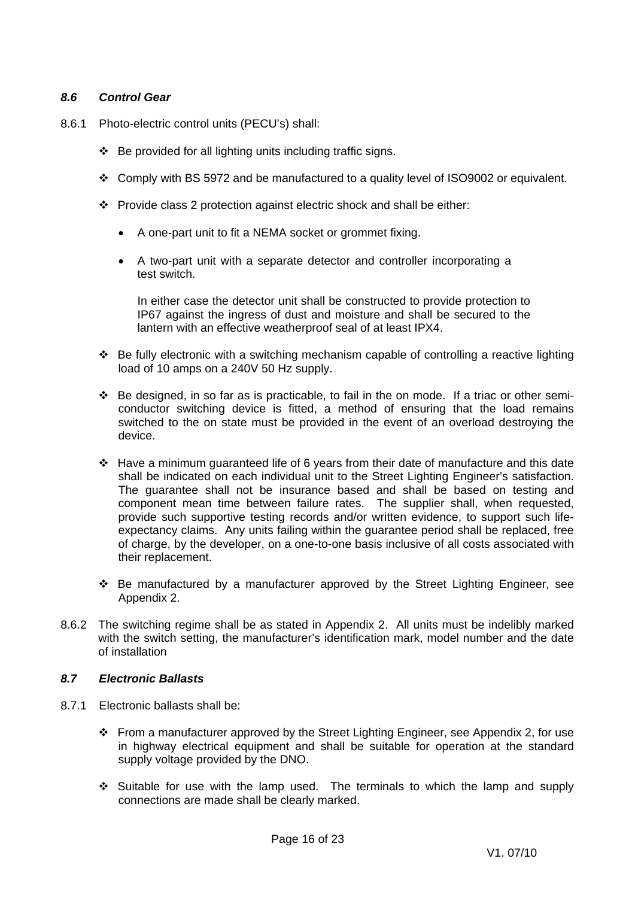### *8.6 Control Gear*

8.6.1 Photo-electric control units (PECU's) shall:

- ❖ Be provided for all lighting units including traffic signs.
- ❖ Comply with BS 5972 and be manufactured to a quality level of ISO9002 or equivalent.
- ❖ Provide class 2 protection against electric shock and shall be either:
  - A one-part unit to fit a NEMA socket or grommet fixing.
  - A two-part unit with a separate detector and controller incorporating a test switch.

  In either case the detector unit shall be constructed to provide protection to IP67 against the ingress of dust and moisture and shall be secured to the lantern with an effective weatherproof seal of at least IPX4.
- ❖ Be fully electronic with a switching mechanism capable of controlling a reactive lighting load of 10 amps on a 240V 50 Hz supply.
- ❖ Be designed, in so far as is practicable, to fail in the on mode. If a triac or other semi-conductor switching device is fitted, a method of ensuring that the load remains switched to the on state must be provided in the event of an overload destroying the device.
- ❖ Have a minimum guaranteed life of 6 years from their date of manufacture and this date shall be indicated on each individual unit to the Street Lighting Engineer's satisfaction. The guarantee shall not be insurance based and shall be based on testing and component mean time between failure rates. The supplier shall, when requested, provide such supportive testing records and/or written evidence, to support such life-expectancy claims. Any units failing within the guarantee period shall be replaced, free of charge, by the developer, on a one-to-one basis inclusive of all costs associated with their replacement.
- ❖ Be manufactured by a manufacturer approved by the Street Lighting Engineer, see Appendix 2.

8.6.2 The switching regime shall be as stated in Appendix 2. All units must be indelibly marked with the switch setting, the manufacturer's identification mark, model number and the date of installation

### *8.7 Electronic Ballasts*

8.7.1 Electronic ballasts shall be:

- ❖ From a manufacturer approved by the Street Lighting Engineer, see Appendix 2, for use in highway electrical equipment and shall be suitable for operation at the standard supply voltage provided by the DNO.
- ❖ Suitable for use with the lamp used. The terminals to which the lamp and supply connections are made shall be clearly marked.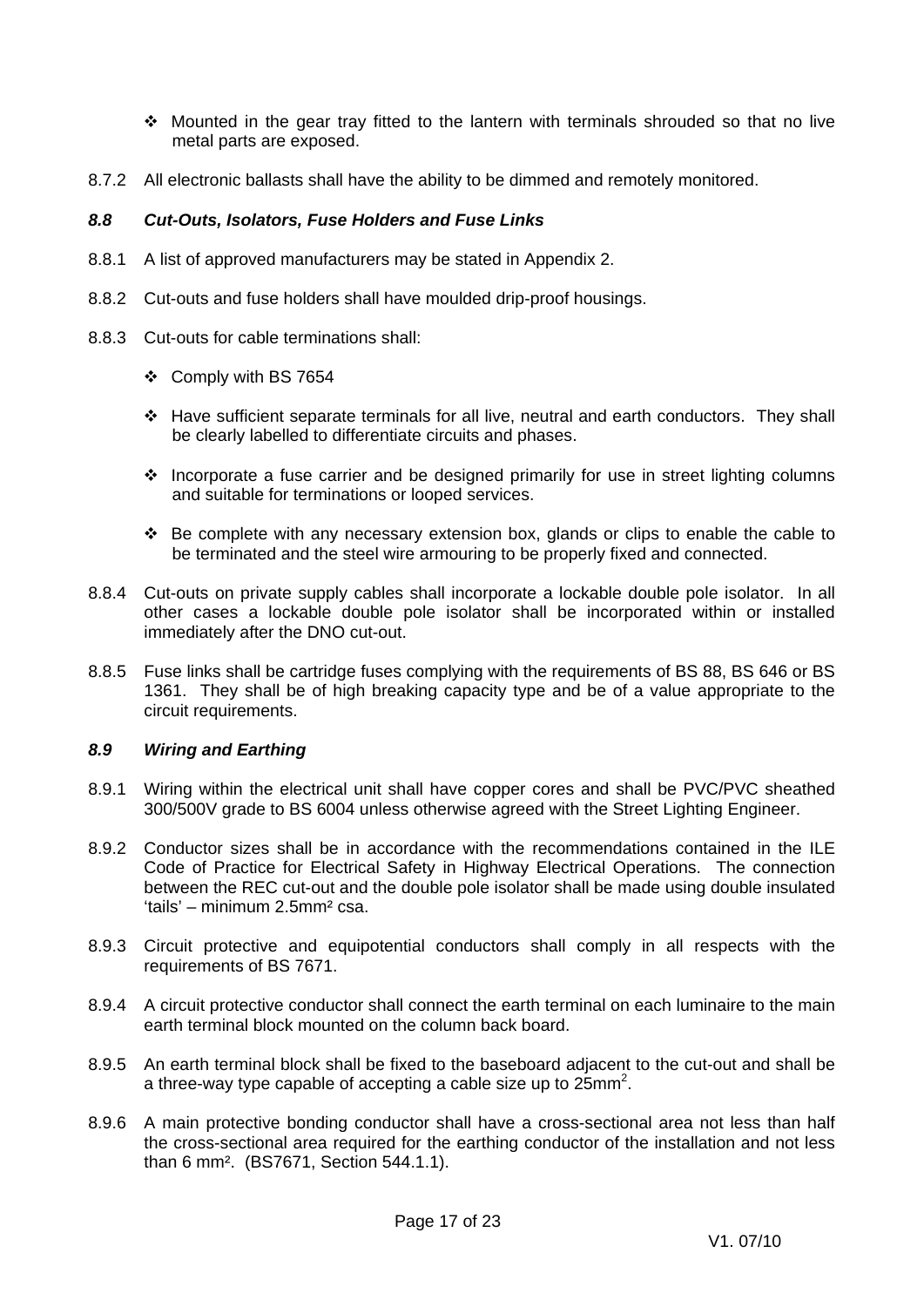- Mounted in the gear tray fitted to the lantern with terminals shrouded so that no live metal parts are exposed.

8.7.2 All electronic ballasts shall have the ability to be dimmed and remotely monitored.

### *8.8 Cut-Outs, Isolators, Fuse Holders and Fuse Links*

8.8.1 A list of approved manufacturers may be stated in Appendix 2.

8.8.2 Cut-outs and fuse holders shall have moulded drip-proof housings.

8.8.3 Cut-outs for cable terminations shall:

- Comply with BS 7654
- Have sufficient separate terminals for all live, neutral and earth conductors. They shall be clearly labelled to differentiate circuits and phases.
- Incorporate a fuse carrier and be designed primarily for use in street lighting columns and suitable for terminations or looped services.
- Be complete with any necessary extension box, glands or clips to enable the cable to be terminated and the steel wire armouring to be properly fixed and connected.

8.8.4 Cut-outs on private supply cables shall incorporate a lockable double pole isolator. In all other cases a lockable double pole isolator shall be incorporated within or installed immediately after the DNO cut-out.

8.8.5 Fuse links shall be cartridge fuses complying with the requirements of BS 88, BS 646 or BS 1361. They shall be of high breaking capacity type and be of a value appropriate to the circuit requirements.

### *8.9 Wiring and Earthing*

8.9.1 Wiring within the electrical unit shall have copper cores and shall be PVC/PVC sheathed 300/500V grade to BS 6004 unless otherwise agreed with the Street Lighting Engineer.

8.9.2 Conductor sizes shall be in accordance with the recommendations contained in the ILE Code of Practice for Electrical Safety in Highway Electrical Operations. The connection between the REC cut-out and the double pole isolator shall be made using double insulated 'tails' – minimum 2.5mm² csa.

8.9.3 Circuit protective and equipotential conductors shall comply in all respects with the requirements of BS 7671.

8.9.4 A circuit protective conductor shall connect the earth terminal on each luminaire to the main earth terminal block mounted on the column back board.

8.9.5 An earth terminal block shall be fixed to the baseboard adjacent to the cut-out and shall be a three-way type capable of accepting a cable size up to $25\text{mm}^2$.

8.9.6 A main protective bonding conductor shall have a cross-sectional area not less than half the cross-sectional area required for the earthing conductor of the installation and not less than 6 mm². (BS7671, Section 544.1.1).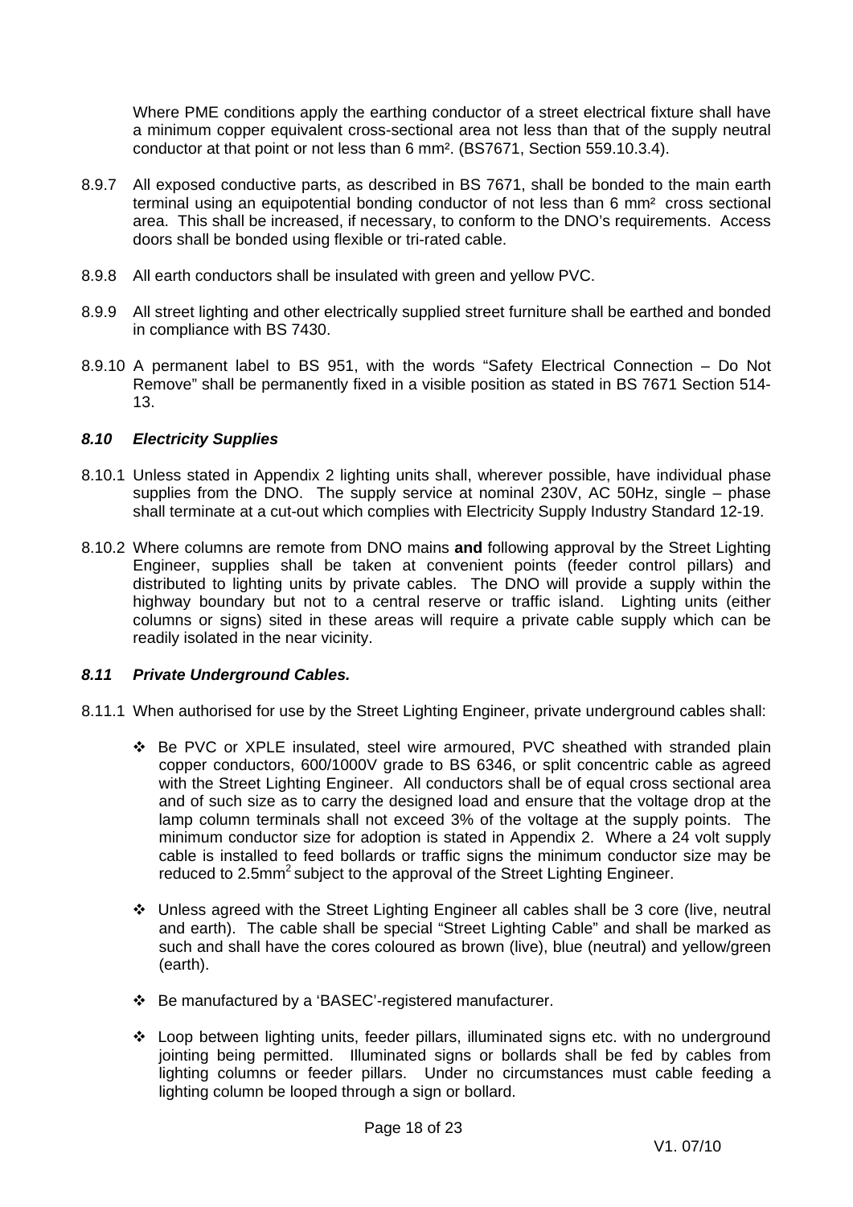Where PME conditions apply the earthing conductor of a street electrical fixture shall have a minimum copper equivalent cross-sectional area not less than that of the supply neutral conductor at that point or not less than 6 mm². (BS7671, Section 559.10.3.4).

8.9.7 All exposed conductive parts, as described in BS 7671, shall be bonded to the main earth terminal using an equipotential bonding conductor of not less than 6 mm² cross sectional area. This shall be increased, if necessary, to conform to the DNO's requirements. Access doors shall be bonded using flexible or tri-rated cable.

8.9.8 All earth conductors shall be insulated with green and yellow PVC.

8.9.9 All street lighting and other electrically supplied street furniture shall be earthed and bonded in compliance with BS 7430.

8.9.10 A permanent label to BS 951, with the words "Safety Electrical Connection – Do Not Remove" shall be permanently fixed in a visible position as stated in BS 7671 Section 514-13.

### *8.10 Electricity Supplies*

8.10.1 Unless stated in Appendix 2 lighting units shall, wherever possible, have individual phase supplies from the DNO. The supply service at nominal 230V, AC 50Hz, single – phase shall terminate at a cut-out which complies with Electricity Supply Industry Standard 12-19.

8.10.2 Where columns are remote from DNO mains **and** following approval by the Street Lighting Engineer, supplies shall be taken at convenient points (feeder control pillars) and distributed to lighting units by private cables. The DNO will provide a supply within the highway boundary but not to a central reserve or traffic island. Lighting units (either columns or signs) sited in these areas will require a private cable supply which can be readily isolated in the near vicinity.

### *8.11 Private Underground Cables.*

8.11.1 When authorised for use by the Street Lighting Engineer, private underground cables shall:

- Be PVC or XPLE insulated, steel wire armoured, PVC sheathed with stranded plain copper conductors, 600/1000V grade to BS 6346, or split concentric cable as agreed with the Street Lighting Engineer. All conductors shall be of equal cross sectional area and of such size as to carry the designed load and ensure that the voltage drop at the lamp column terminals shall not exceed 3% of the voltage at the supply points. The minimum conductor size for adoption is stated in Appendix 2. Where a 24 volt supply cable is installed to feed bollards or traffic signs the minimum conductor size may be reduced to 2.5mm$^2$ subject to the approval of the Street Lighting Engineer.

- Unless agreed with the Street Lighting Engineer all cables shall be 3 core (live, neutral and earth). The cable shall be special "Street Lighting Cable" and shall be marked as such and shall have the cores coloured as brown (live), blue (neutral) and yellow/green (earth).

- Be manufactured by a 'BASEC'-registered manufacturer.

- Loop between lighting units, feeder pillars, illuminated signs etc. with no underground jointing being permitted. Illuminated signs or bollards shall be fed by cables from lighting columns or feeder pillars. Under no circumstances must cable feeding a lighting column be looped through a sign or bollard.

V1. 07/10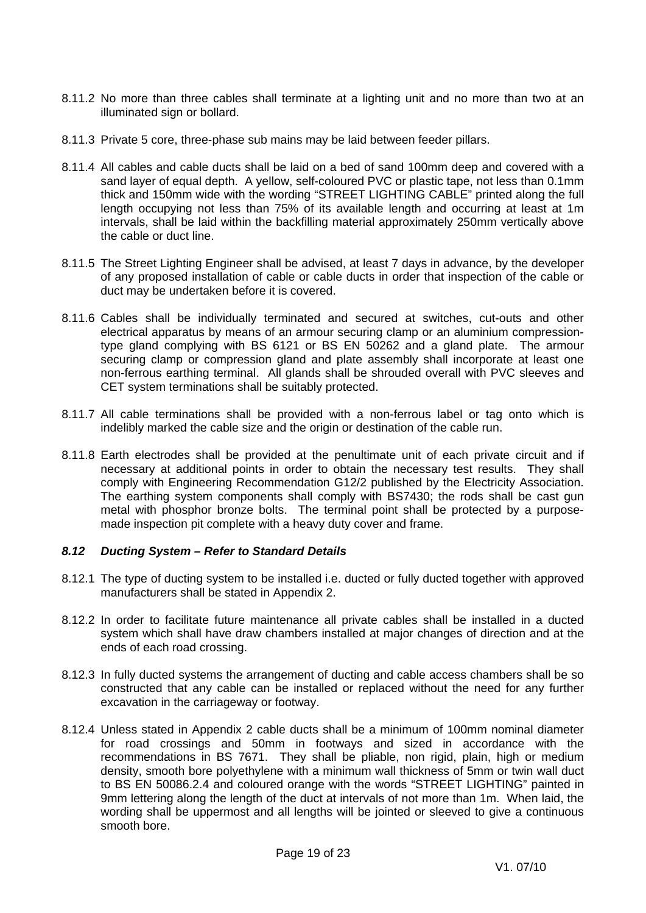8.11.2 No more than three cables shall terminate at a lighting unit and no more than two at an illuminated sign or bollard.

8.11.3 Private 5 core, three-phase sub mains may be laid between feeder pillars.

8.11.4 All cables and cable ducts shall be laid on a bed of sand 100mm deep and covered with a sand layer of equal depth. A yellow, self-coloured PVC or plastic tape, not less than 0.1mm thick and 150mm wide with the wording "STREET LIGHTING CABLE" printed along the full length occupying not less than 75% of its available length and occurring at least at 1m intervals, shall be laid within the backfilling material approximately 250mm vertically above the cable or duct line.

8.11.5 The Street Lighting Engineer shall be advised, at least 7 days in advance, by the developer of any proposed installation of cable or cable ducts in order that inspection of the cable or duct may be undertaken before it is covered.

8.11.6 Cables shall be individually terminated and secured at switches, cut-outs and other electrical apparatus by means of an armour securing clamp or an aluminium compression-type gland complying with BS 6121 or BS EN 50262 and a gland plate. The armour securing clamp or compression gland and plate assembly shall incorporate at least one non-ferrous earthing terminal. All glands shall be shrouded overall with PVC sleeves and CET system terminations shall be suitably protected.

8.11.7 All cable terminations shall be provided with a non-ferrous label or tag onto which is indelibly marked the cable size and the origin or destination of the cable run.

8.11.8 Earth electrodes shall be provided at the penultimate unit of each private circuit and if necessary at additional points in order to obtain the necessary test results. They shall comply with Engineering Recommendation G12/2 published by the Electricity Association. The earthing system components shall comply with BS7430; the rods shall be cast gun metal with phosphor bronze bolts. The terminal point shall be protected by a purpose-made inspection pit complete with a heavy duty cover and frame.

### *8.12 Ducting System – Refer to Standard Details*

8.12.1 The type of ducting system to be installed i.e. ducted or fully ducted together with approved manufacturers shall be stated in Appendix 2.

8.12.2 In order to facilitate future maintenance all private cables shall be installed in a ducted system which shall have draw chambers installed at major changes of direction and at the ends of each road crossing.

8.12.3 In fully ducted systems the arrangement of ducting and cable access chambers shall be so constructed that any cable can be installed or replaced without the need for any further excavation in the carriageway or footway.

8.12.4 Unless stated in Appendix 2 cable ducts shall be a minimum of 100mm nominal diameter for road crossings and 50mm in footways and sized in accordance with the recommendations in BS 7671. They shall be pliable, non rigid, plain, high or medium density, smooth bore polyethylene with a minimum wall thickness of 5mm or twin wall duct to BS EN 50086.2.4 and coloured orange with the words "STREET LIGHTING" painted in 9mm lettering along the length of the duct at intervals of not more than 1m. When laid, the wording shall be uppermost and all lengths will be jointed or sleeved to give a continuous smooth bore.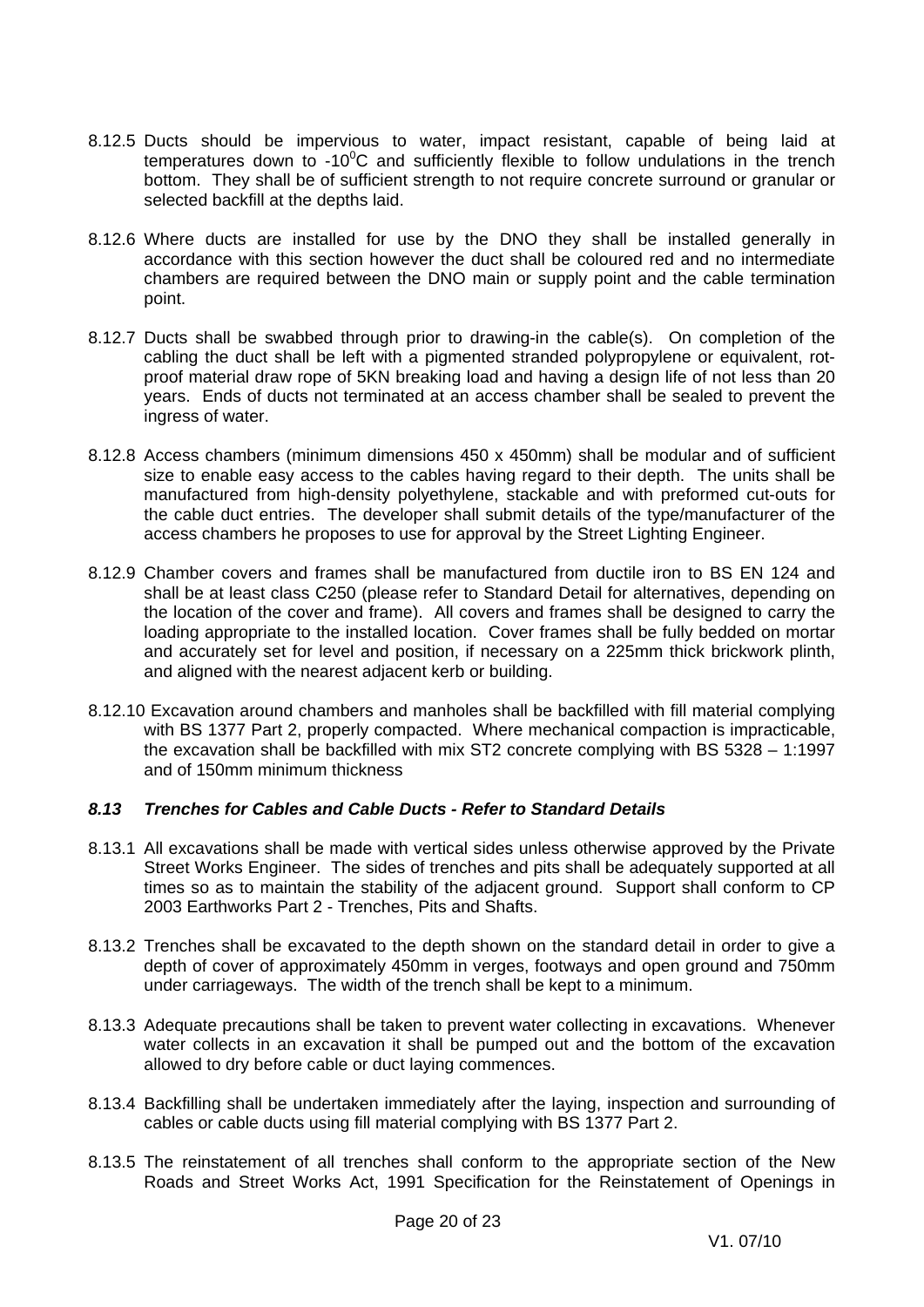8.12.5 Ducts should be impervious to water, impact resistant, capable of being laid at temperatures down to -10$^0$C and sufficiently flexible to follow undulations in the trench bottom. They shall be of sufficient strength to not require concrete surround or granular or selected backfill at the depths laid.

8.12.6 Where ducts are installed for use by the DNO they shall be installed generally in accordance with this section however the duct shall be coloured red and no intermediate chambers are required between the DNO main or supply point and the cable termination point.

8.12.7 Ducts shall be swabbed through prior to drawing-in the cable(s). On completion of the cabling the duct shall be left with a pigmented stranded polypropylene or equivalent, rot-proof material draw rope of 5KN breaking load and having a design life of not less than 20 years. Ends of ducts not terminated at an access chamber shall be sealed to prevent the ingress of water.

8.12.8 Access chambers (minimum dimensions 450 x 450mm) shall be modular and of sufficient size to enable easy access to the cables having regard to their depth. The units shall be manufactured from high-density polyethylene, stackable and with preformed cut-outs for the cable duct entries. The developer shall submit details of the type/manufacturer of the access chambers he proposes to use for approval by the Street Lighting Engineer.

8.12.9 Chamber covers and frames shall be manufactured from ductile iron to BS EN 124 and shall be at least class C250 (please refer to Standard Detail for alternatives, depending on the location of the cover and frame). All covers and frames shall be designed to carry the loading appropriate to the installed location. Cover frames shall be fully bedded on mortar and accurately set for level and position, if necessary on a 225mm thick brickwork plinth, and aligned with the nearest adjacent kerb or building.

8.12.10 Excavation around chambers and manholes shall be backfilled with fill material complying with BS 1377 Part 2, properly compacted. Where mechanical compaction is impracticable, the excavation shall be backfilled with mix ST2 concrete complying with BS 5328 – 1:1997 and of 150mm minimum thickness

### *8.13 Trenches for Cables and Cable Ducts - Refer to Standard Details*

8.13.1 All excavations shall be made with vertical sides unless otherwise approved by the Private Street Works Engineer. The sides of trenches and pits shall be adequately supported at all times so as to maintain the stability of the adjacent ground. Support shall conform to CP 2003 Earthworks Part 2 - Trenches, Pits and Shafts.

8.13.2 Trenches shall be excavated to the depth shown on the standard detail in order to give a depth of cover of approximately 450mm in verges, footways and open ground and 750mm under carriageways. The width of the trench shall be kept to a minimum.

8.13.3 Adequate precautions shall be taken to prevent water collecting in excavations. Whenever water collects in an excavation it shall be pumped out and the bottom of the excavation allowed to dry before cable or duct laying commences.

8.13.4 Backfilling shall be undertaken immediately after the laying, inspection and surrounding of cables or cable ducts using fill material complying with BS 1377 Part 2.

8.13.5 The reinstatement of all trenches shall conform to the appropriate section of the New Roads and Street Works Act, 1991 Specification for the Reinstatement of Openings in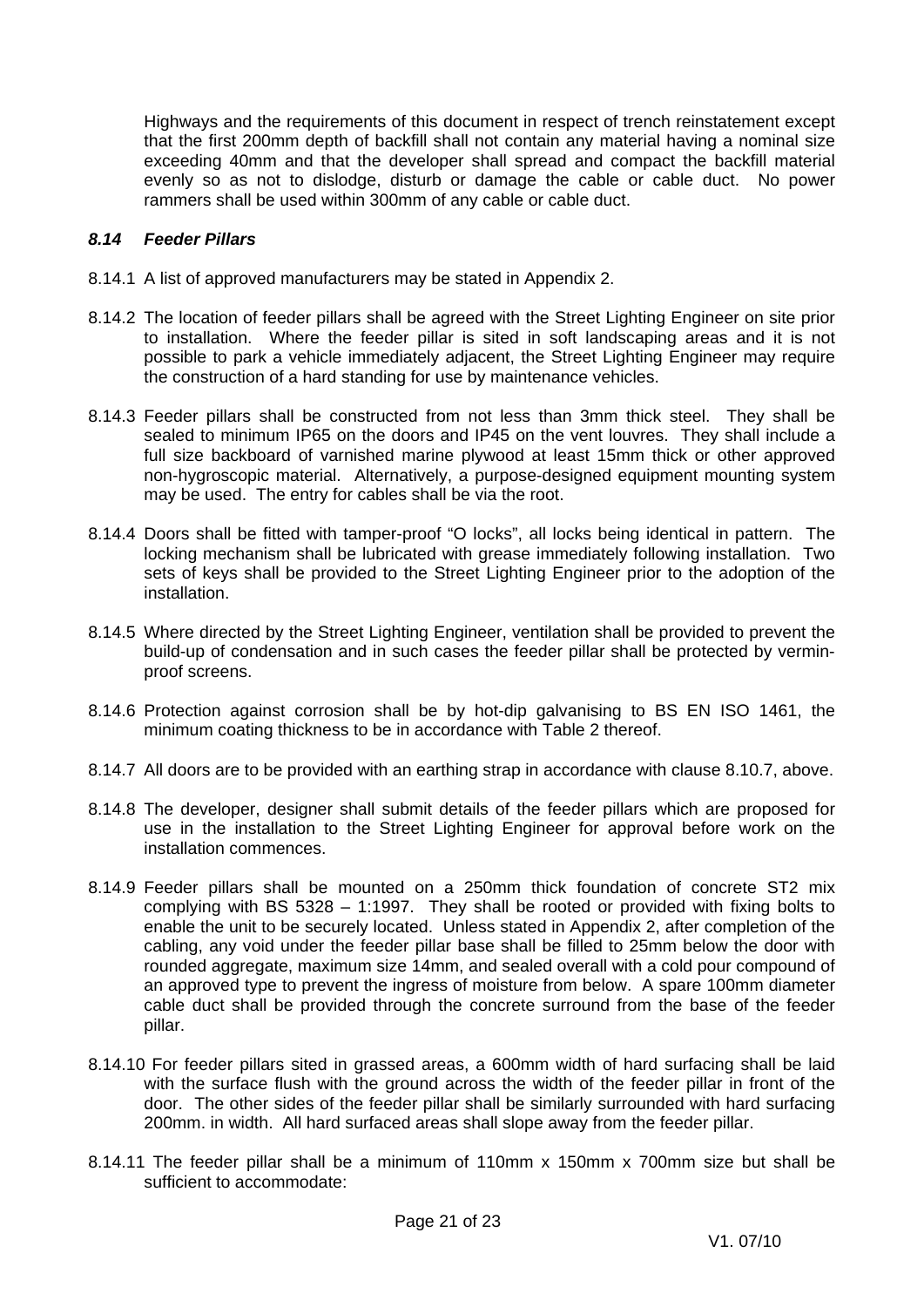Highways and the requirements of this document in respect of trench reinstatement except that the first 200mm depth of backfill shall not contain any material having a nominal size exceeding 40mm and that the developer shall spread and compact the backfill material evenly so as not to dislodge, disturb or damage the cable or cable duct. No power rammers shall be used within 300mm of any cable or cable duct.

### *8.14 Feeder Pillars*

8.14.1 A list of approved manufacturers may be stated in Appendix 2.

8.14.2 The location of feeder pillars shall be agreed with the Street Lighting Engineer on site prior to installation. Where the feeder pillar is sited in soft landscaping areas and it is not possible to park a vehicle immediately adjacent, the Street Lighting Engineer may require the construction of a hard standing for use by maintenance vehicles.

8.14.3 Feeder pillars shall be constructed from not less than 3mm thick steel. They shall be sealed to minimum IP65 on the doors and IP45 on the vent louvres. They shall include a full size backboard of varnished marine plywood at least 15mm thick or other approved non-hygroscopic material. Alternatively, a purpose-designed equipment mounting system may be used. The entry for cables shall be via the root.

8.14.4 Doors shall be fitted with tamper-proof "O locks", all locks being identical in pattern. The locking mechanism shall be lubricated with grease immediately following installation. Two sets of keys shall be provided to the Street Lighting Engineer prior to the adoption of the installation.

8.14.5 Where directed by the Street Lighting Engineer, ventilation shall be provided to prevent the build-up of condensation and in such cases the feeder pillar shall be protected by vermin-proof screens.

8.14.6 Protection against corrosion shall be by hot-dip galvanising to BS EN ISO 1461, the minimum coating thickness to be in accordance with Table 2 thereof.

8.14.7 All doors are to be provided with an earthing strap in accordance with clause 8.10.7, above.

8.14.8 The developer, designer shall submit details of the feeder pillars which are proposed for use in the installation to the Street Lighting Engineer for approval before work on the installation commences.

8.14.9 Feeder pillars shall be mounted on a 250mm thick foundation of concrete ST2 mix complying with BS 5328 – 1:1997. They shall be rooted or provided with fixing bolts to enable the unit to be securely located. Unless stated in Appendix 2, after completion of the cabling, any void under the feeder pillar base shall be filled to 25mm below the door with rounded aggregate, maximum size 14mm, and sealed overall with a cold pour compound of an approved type to prevent the ingress of moisture from below. A spare 100mm diameter cable duct shall be provided through the concrete surround from the base of the feeder pillar.

8.14.10 For feeder pillars sited in grassed areas, a 600mm width of hard surfacing shall be laid with the surface flush with the ground across the width of the feeder pillar in front of the door. The other sides of the feeder pillar shall be similarly surrounded with hard surfacing 200mm. in width. All hard surfaced areas shall slope away from the feeder pillar.

8.14.11 The feeder pillar shall be a minimum of 110mm x 150mm x 700mm size but shall be sufficient to accommodate: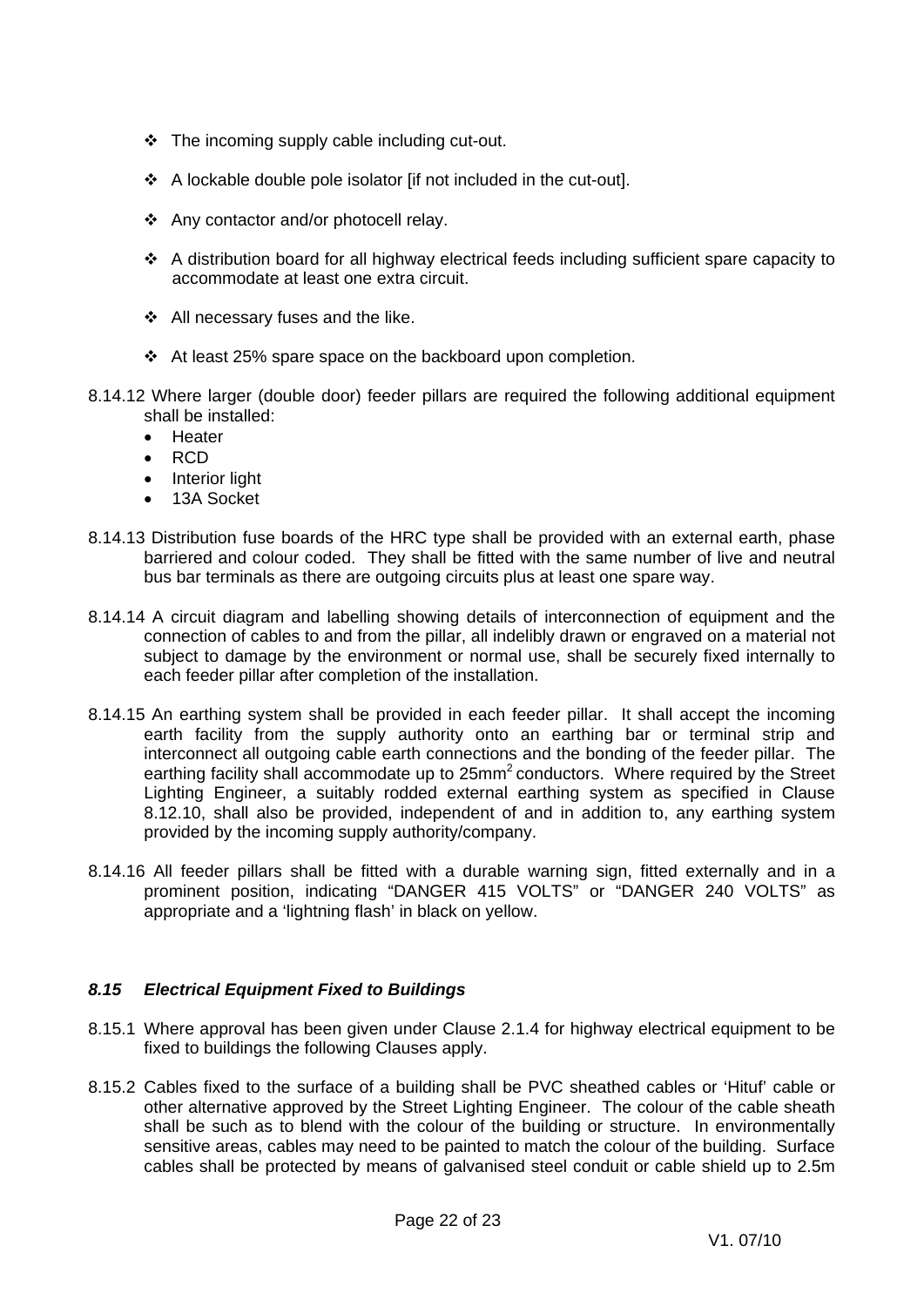- ❖ The incoming supply cable including cut-out.
- ❖ A lockable double pole isolator [if not included in the cut-out].
- ❖ Any contactor and/or photocell relay.
- ❖ A distribution board for all highway electrical feeds including sufficient spare capacity to accommodate at least one extra circuit.
- ❖ All necessary fuses and the like.
- ❖ At least 25% spare space on the backboard upon completion.

8.14.12 Where larger (double door) feeder pillars are required the following additional equipment shall be installed:

- Heater
- RCD
- Interior light
- 13A Socket

8.14.13 Distribution fuse boards of the HRC type shall be provided with an external earth, phase barriered and colour coded. They shall be fitted with the same number of live and neutral bus bar terminals as there are outgoing circuits plus at least one spare way.

8.14.14 A circuit diagram and labelling showing details of interconnection of equipment and the connection of cables to and from the pillar, all indelibly drawn or engraved on a material not subject to damage by the environment or normal use, shall be securely fixed internally to each feeder pillar after completion of the installation.

8.14.15 An earthing system shall be provided in each feeder pillar. It shall accept the incoming earth facility from the supply authority onto an earthing bar or terminal strip and interconnect all outgoing cable earth connections and the bonding of the feeder pillar. The earthing facility shall accommodate up to 25mm$^2$ conductors. Where required by the Street Lighting Engineer, a suitably rodded external earthing system as specified in Clause 8.12.10, shall also be provided, independent of and in addition to, any earthing system provided by the incoming supply authority/company.

8.14.16 All feeder pillars shall be fitted with a durable warning sign, fitted externally and in a prominent position, indicating “DANGER 415 VOLTS” or “DANGER 240 VOLTS” as appropriate and a ‘lightning flash’ in black on yellow.

### *8.15 Electrical Equipment Fixed to Buildings*

8.15.1 Where approval has been given under Clause 2.1.4 for highway electrical equipment to be fixed to buildings the following Clauses apply.

8.15.2 Cables fixed to the surface of a building shall be PVC sheathed cables or ‘Hituf’ cable or other alternative approved by the Street Lighting Engineer. The colour of the cable sheath shall be such as to blend with the colour of the building or structure. In environmentally sensitive areas, cables may need to be painted to match the colour of the building. Surface cables shall be protected by means of galvanised steel conduit or cable shield up to 2.5m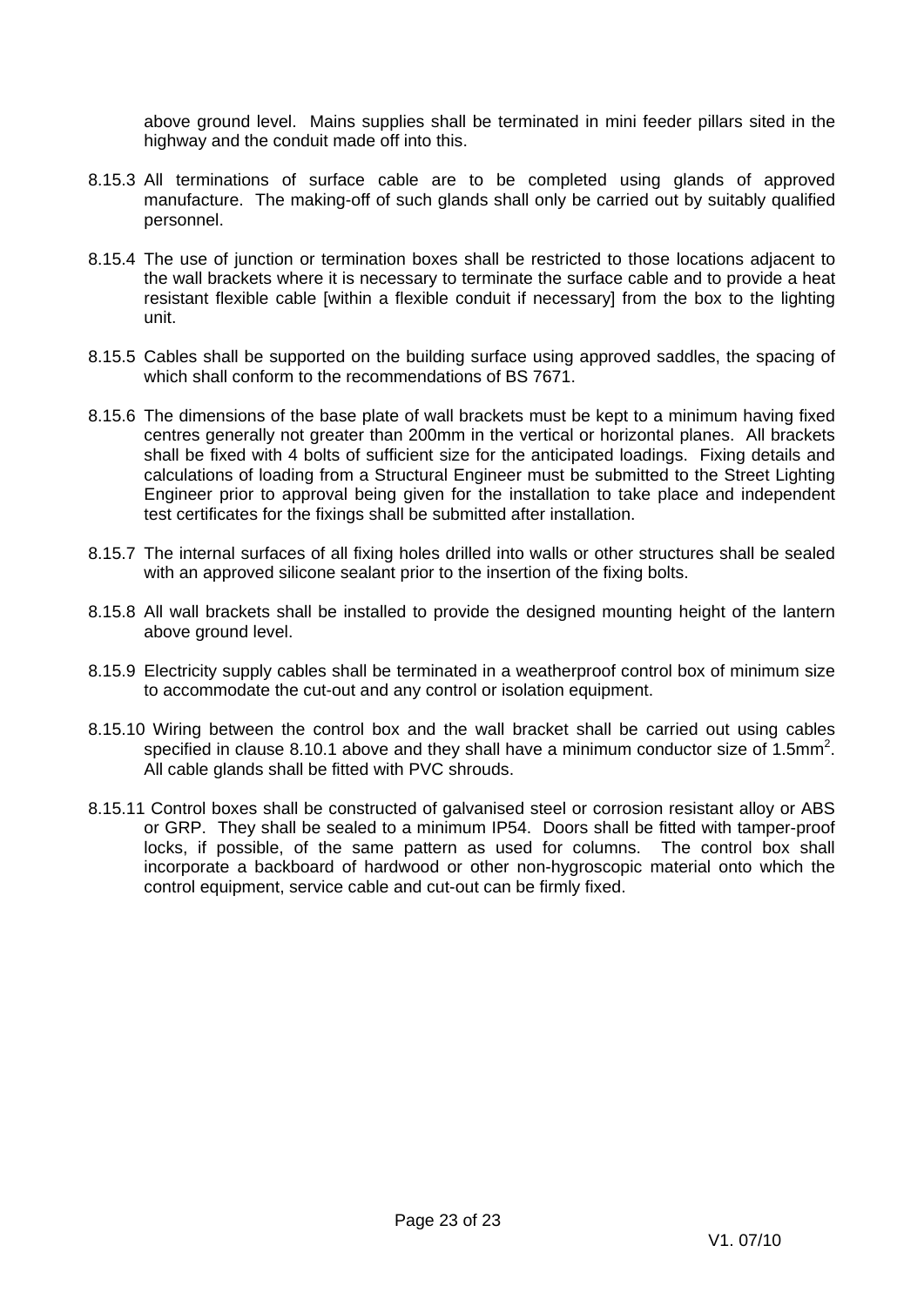above ground level. Mains supplies shall be terminated in mini feeder pillars sited in the highway and the conduit made off into this.

8.15.3 All terminations of surface cable are to be completed using glands of approved manufacture. The making-off of such glands shall only be carried out by suitably qualified personnel.

8.15.4 The use of junction or termination boxes shall be restricted to those locations adjacent to the wall brackets where it is necessary to terminate the surface cable and to provide a heat resistant flexible cable [within a flexible conduit if necessary] from the box to the lighting unit.

8.15.5 Cables shall be supported on the building surface using approved saddles, the spacing of which shall conform to the recommendations of BS 7671.

8.15.6 The dimensions of the base plate of wall brackets must be kept to a minimum having fixed centres generally not greater than 200mm in the vertical or horizontal planes. All brackets shall be fixed with 4 bolts of sufficient size for the anticipated loadings. Fixing details and calculations of loading from a Structural Engineer must be submitted to the Street Lighting Engineer prior to approval being given for the installation to take place and independent test certificates for the fixings shall be submitted after installation.

8.15.7 The internal surfaces of all fixing holes drilled into walls or other structures shall be sealed with an approved silicone sealant prior to the insertion of the fixing bolts.

8.15.8 All wall brackets shall be installed to provide the designed mounting height of the lantern above ground level.

8.15.9 Electricity supply cables shall be terminated in a weatherproof control box of minimum size to accommodate the cut-out and any control or isolation equipment.

8.15.10 Wiring between the control box and the wall bracket shall be carried out using cables specified in clause 8.10.1 above and they shall have a minimum conductor size of $1.5mm^2$. All cable glands shall be fitted with PVC shrouds.

8.15.11 Control boxes shall be constructed of galvanised steel or corrosion resistant alloy or ABS or GRP. They shall be sealed to a minimum IP54. Doors shall be fitted with tamper-proof locks, if possible, of the same pattern as used for columns. The control box shall incorporate a backboard of hardwood or other non-hygroscopic material onto which the control equipment, service cable and cut-out can be firmly fixed.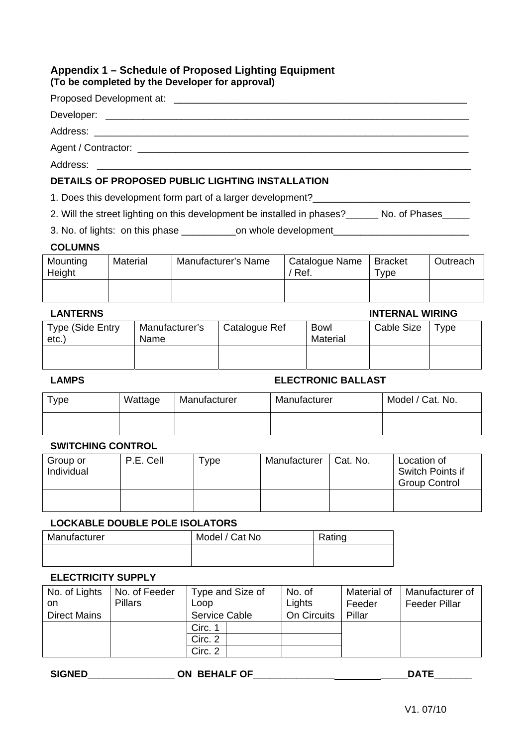## Appendix 1 – Schedule of Proposed Lighting Equipment
**(To be completed by the Developer for approval)**

Proposed Development at: ________________________________________________________

Developer: ______________________________________________________________________

Address: ________________________________________________________________________

Agent / Contractor: _______________________________________________________________

Address: ________________________________________________________________________

### DETAILS OF PROPOSED PUBLIC LIGHTING INSTALLATION

1. Does this development form part of a larger development?_____________________________

2. Will the street lighting on this development be installed in phases?______ No. of Phases_____

3. No. of lights: on this phase __________on whole development_________________________

**COLUMNS**

| Mounting Height | Material | Manufacturer's Name | Catalogue Name / Ref. | Bracket Type | Outreach |
|---|---|---|---|---|---|
| | | | | | |

**LANTERNS** / **INTERNAL WIRING**

| Type (Side Entry etc.) | Manufacturer's Name | Catalogue Ref | Bowl Material | Cable Size | Type |
|---|---|---|---|---|---|
| | | | | | |

**LAMPS** / **ELECTRONIC BALLAST**

| Type | Wattage | Manufacturer | Manufacturer | Model / Cat. No. |
|---|---|---|---|---|
| | | | | |

**SWITCHING CONTROL**

| Group or Individual | P.E. Cell | Type | Manufacturer | Cat. No. | Location of Switch Points if Group Control |
|---|---|---|---|---|---|
| | | | | | |

**LOCKABLE DOUBLE POLE ISOLATORS**

| Manufacturer | Model / Cat No | Rating |
|---|---|---|
| | | |

**ELECTRICITY SUPPLY**

| No. of Lights on Direct Mains | No. of Feeder Pillars | Type and Size of Loop Service Cable | | No. of Lights On Circuits | Material of Feeder Pillar | Manufacturer of Feeder Pillar |
|---|---|---|---|---|---|---|
| | | Circ. 1 | | | | |
| | | Circ. 2 | | | | |
| | | Circ. 2 | | | | |

**SIGNED**________________ **ON BEHALF OF**______________________**DATE**_______

V1. 07/10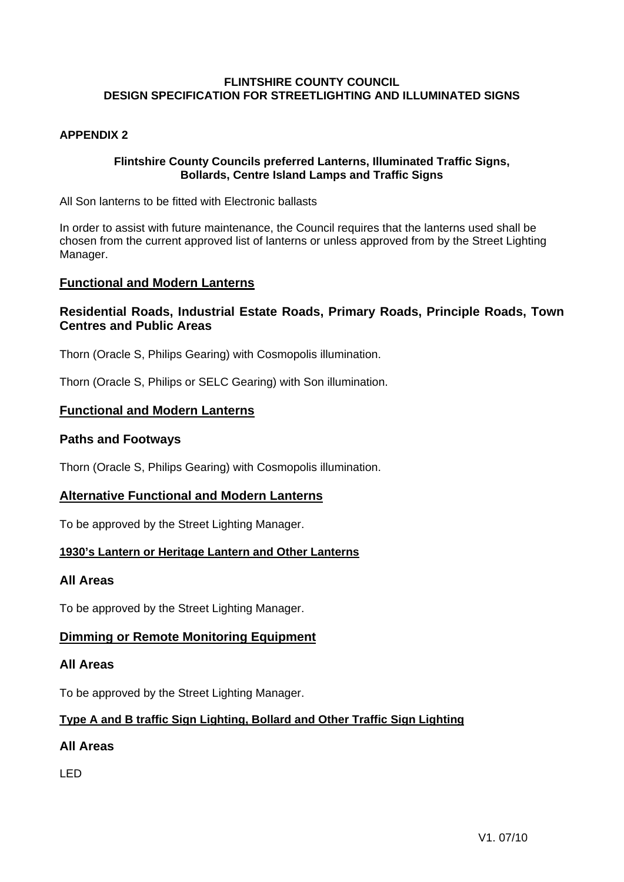**FLINTSHIRE COUNTY COUNCIL**
**DESIGN SPECIFICATION FOR STREETLIGHTING AND ILLUMINATED SIGNS**

**APPENDIX 2**

**Flintshire County Councils preferred Lanterns, Illuminated Traffic Signs, Bollards, Centre Island Lamps and Traffic Signs**

All Son lanterns to be fitted with Electronic ballasts

In order to assist with future maintenance, the Council requires that the lanterns used shall be chosen from the current approved list of lanterns or unless approved from by the Street Lighting Manager.

## Functional and Modern Lanterns

### Residential Roads, Industrial Estate Roads, Primary Roads, Principle Roads, Town Centres and Public Areas

Thorn (Oracle S, Philips Gearing) with Cosmopolis illumination.

Thorn (Oracle S, Philips or SELC Gearing) with Son illumination.

## Functional and Modern Lanterns

### Paths and Footways

Thorn (Oracle S, Philips Gearing) with Cosmopolis illumination.

## Alternative Functional and Modern Lanterns

To be approved by the Street Lighting Manager.

**1930's Lantern or Heritage Lantern and Other Lanterns**

### All Areas

To be approved by the Street Lighting Manager.

## Dimming or Remote Monitoring Equipment

### All Areas

To be approved by the Street Lighting Manager.

**Type A and B traffic Sign Lighting, Bollard and Other Traffic Sign Lighting**

### All Areas

LED

V1. 07/10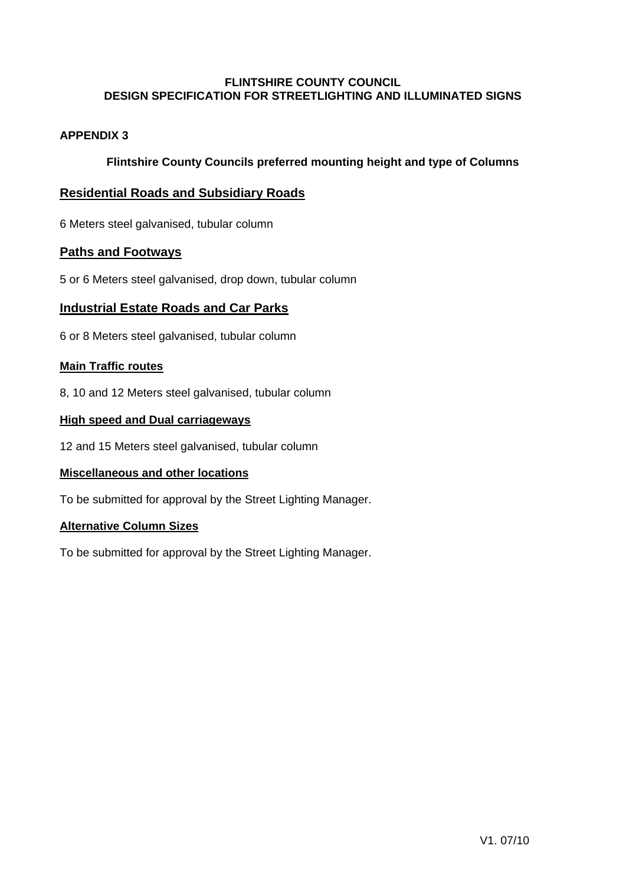**FLINTSHIRE COUNTY COUNCIL**
**DESIGN SPECIFICATION FOR STREETLIGHTING AND ILLUMINATED SIGNS**

## APPENDIX 3

### Flintshire County Councils preferred mounting height and type of Columns

## Residential Roads and Subsidiary Roads

6 Meters steel galvanised, tubular column

## Paths and Footways

5 or 6 Meters steel galvanised, drop down, tubular column

## Industrial Estate Roads and Car Parks

6 or 8 Meters steel galvanised, tubular column

### Main Traffic routes

8, 10 and 12 Meters steel galvanised, tubular column

### High speed and Dual carriageways

12 and 15 Meters steel galvanised, tubular column

### Miscellaneous and other locations

To be submitted for approval by the Street Lighting Manager.

### Alternative Column Sizes

To be submitted for approval by the Street Lighting Manager.

V1. 07/10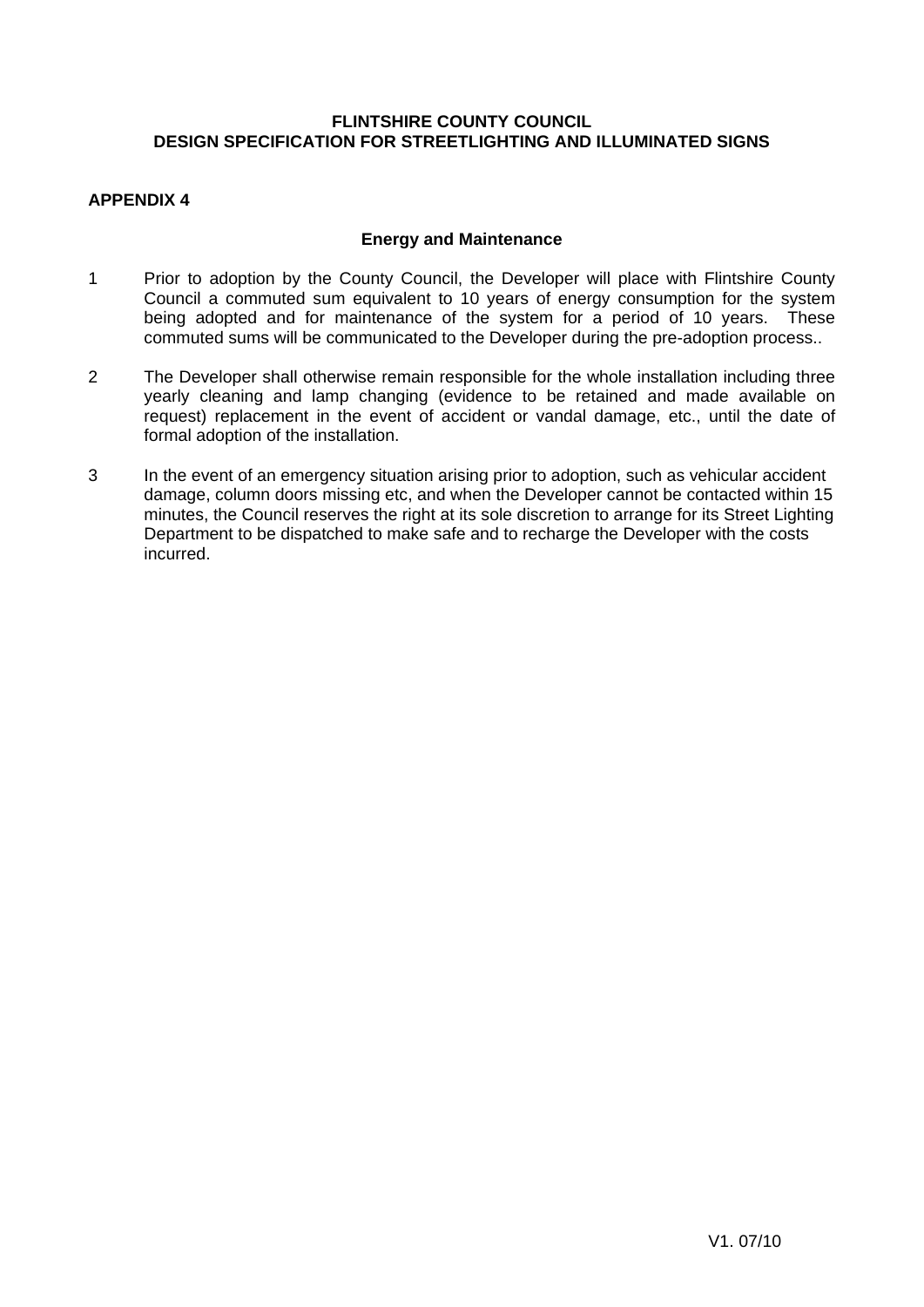**FLINTSHIRE COUNTY COUNCIL**
**DESIGN SPECIFICATION FOR STREETLIGHTING AND ILLUMINATED SIGNS**

## APPENDIX 4

### Energy and Maintenance

1 Prior to adoption by the County Council, the Developer will place with Flintshire County Council a commuted sum equivalent to 10 years of energy consumption for the system being adopted and for maintenance of the system for a period of 10 years. These commuted sums will be communicated to the Developer during the pre-adoption process..

2 The Developer shall otherwise remain responsible for the whole installation including three yearly cleaning and lamp changing (evidence to be retained and made available on request) replacement in the event of accident or vandal damage, etc., until the date of formal adoption of the installation.

3 In the event of an emergency situation arising prior to adoption, such as vehicular accident damage, column doors missing etc, and when the Developer cannot be contacted within 15 minutes, the Council reserves the right at its sole discretion to arrange for its Street Lighting Department to be dispatched to make safe and to recharge the Developer with the costs incurred.

V1. 07/10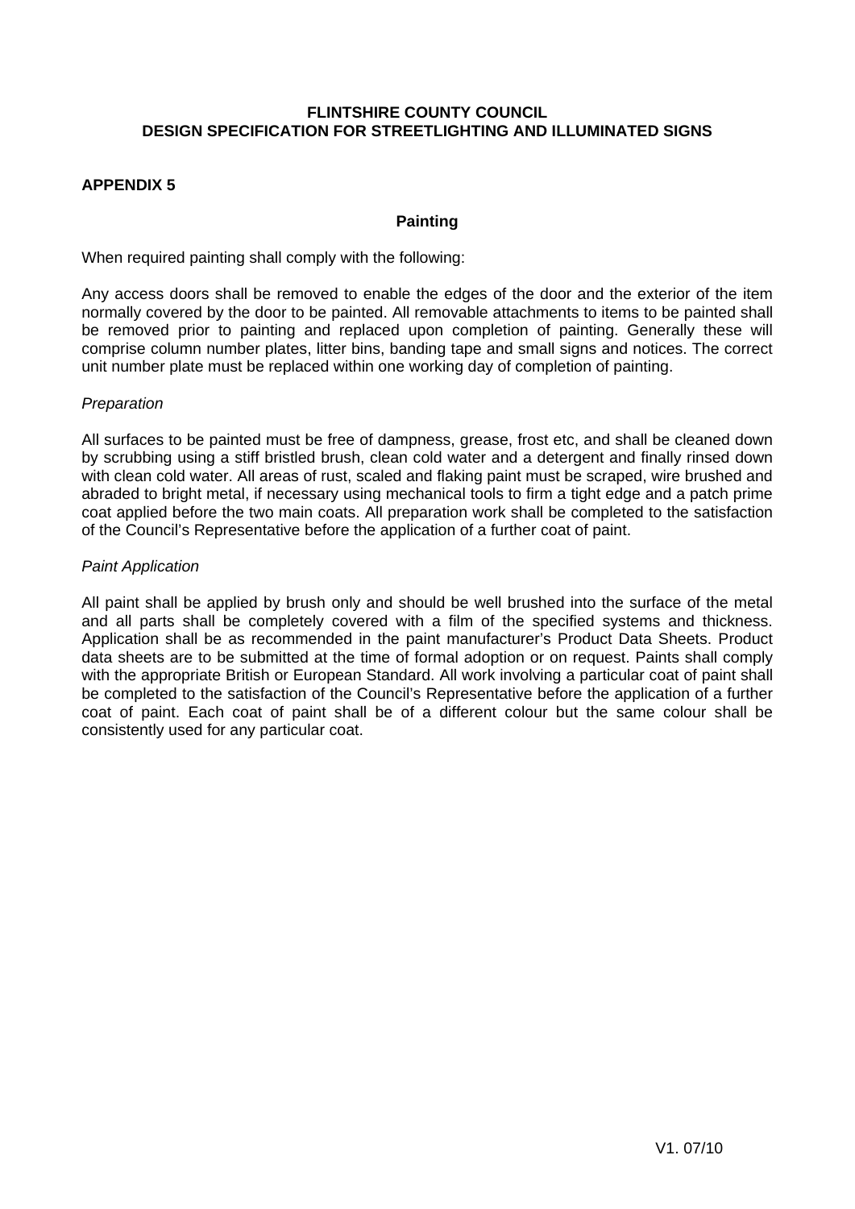**FLINTSHIRE COUNTY COUNCIL**
**DESIGN SPECIFICATION FOR STREETLIGHTING AND ILLUMINATED SIGNS**

## APPENDIX 5

### Painting

When required painting shall comply with the following:

Any access doors shall be removed to enable the edges of the door and the exterior of the item normally covered by the door to be painted. All removable attachments to items to be painted shall be removed prior to painting and replaced upon completion of painting. Generally these will comprise column number plates, litter bins, banding tape and small signs and notices. The correct unit number plate must be replaced within one working day of completion of painting.

*Preparation*

All surfaces to be painted must be free of dampness, grease, frost etc, and shall be cleaned down by scrubbing using a stiff bristled brush, clean cold water and a detergent and finally rinsed down with clean cold water. All areas of rust, scaled and flaking paint must be scraped, wire brushed and abraded to bright metal, if necessary using mechanical tools to firm a tight edge and a patch prime coat applied before the two main coats. All preparation work shall be completed to the satisfaction of the Council's Representative before the application of a further coat of paint.

*Paint Application*

All paint shall be applied by brush only and should be well brushed into the surface of the metal and all parts shall be completely covered with a film of the specified systems and thickness. Application shall be as recommended in the paint manufacturer's Product Data Sheets. Product data sheets are to be submitted at the time of formal adoption or on request. Paints shall comply with the appropriate British or European Standard. All work involving a particular coat of paint shall be completed to the satisfaction of the Council's Representative before the application of a further coat of paint. Each coat of paint shall be of a different colour but the same colour shall be consistently used for any particular coat.

V1. 07/10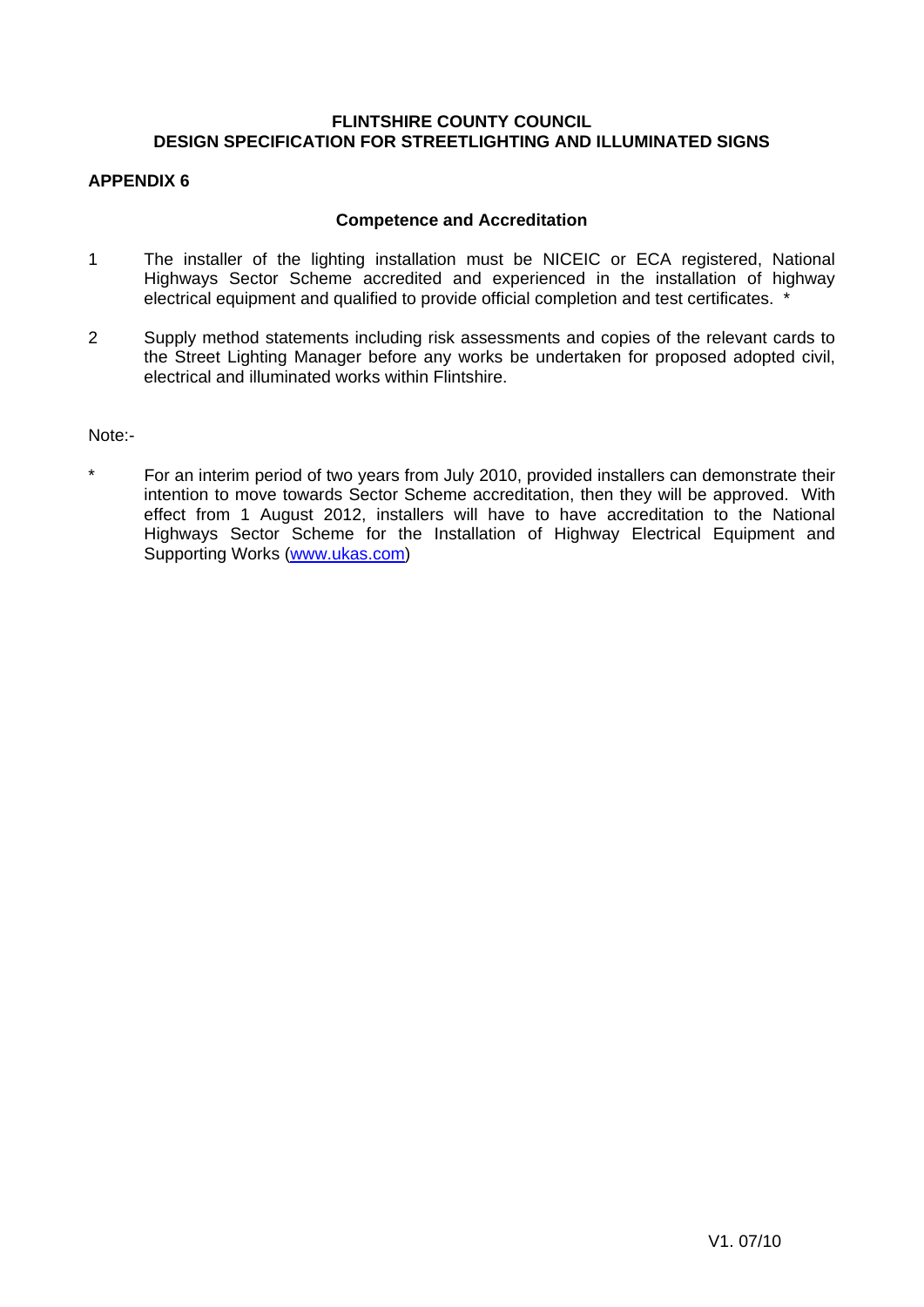**FLINTSHIRE COUNTY COUNCIL**
**DESIGN SPECIFICATION FOR STREETLIGHTING AND ILLUMINATED SIGNS**

## APPENDIX 6

### Competence and Accreditation

1 The installer of the lighting installation must be NICEIC or ECA registered, National Highways Sector Scheme accredited and experienced in the installation of highway electrical equipment and qualified to provide official completion and test certificates. *

2 Supply method statements including risk assessments and copies of the relevant cards to the Street Lighting Manager before any works be undertaken for proposed adopted civil, electrical and illuminated works within Flintshire.

Note:-

* For an interim period of two years from July 2010, provided installers can demonstrate their intention to move towards Sector Scheme accreditation, then they will be approved. With effect from 1 August 2012, installers will have to have accreditation to the National Highways Sector Scheme for the Installation of Highway Electrical Equipment and Supporting Works (www.ukas.com)

V1. 07/10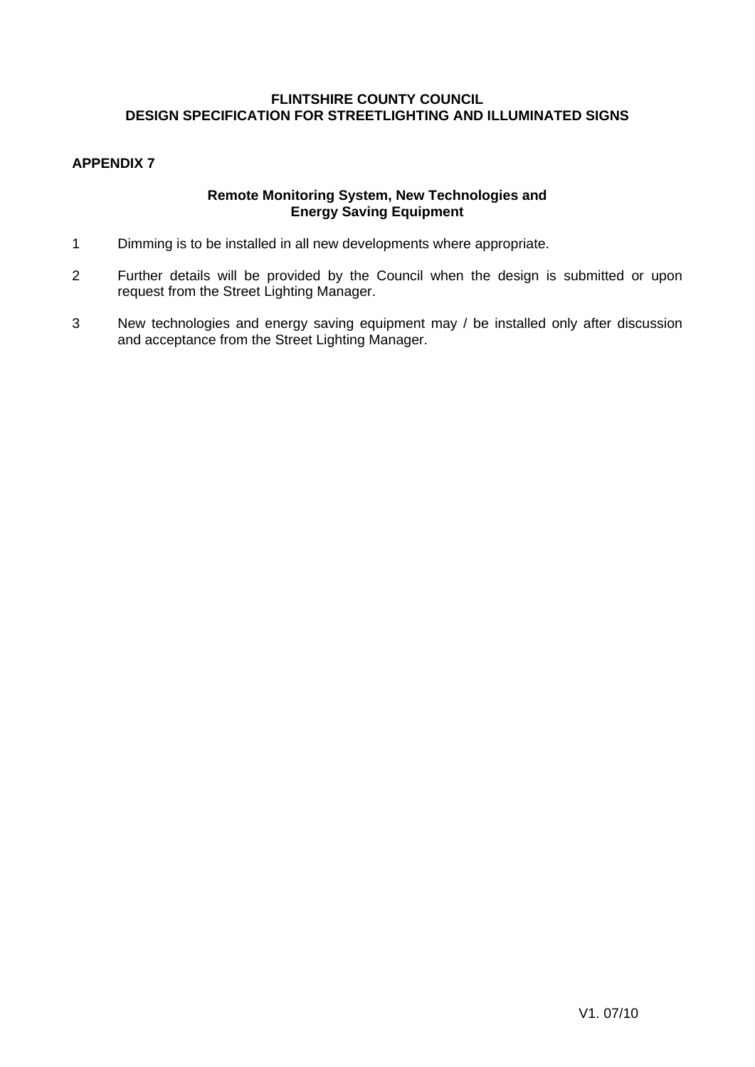**FLINTSHIRE COUNTY COUNCIL**
**DESIGN SPECIFICATION FOR STREETLIGHTING AND ILLUMINATED SIGNS**

## APPENDIX 7

### Remote Monitoring System, New Technologies and Energy Saving Equipment

1. Dimming is to be installed in all new developments where appropriate.

2. Further details will be provided by the Council when the design is submitted or upon request from the Street Lighting Manager.

3. New technologies and energy saving equipment may / be installed only after discussion and acceptance from the Street Lighting Manager.

V1. 07/10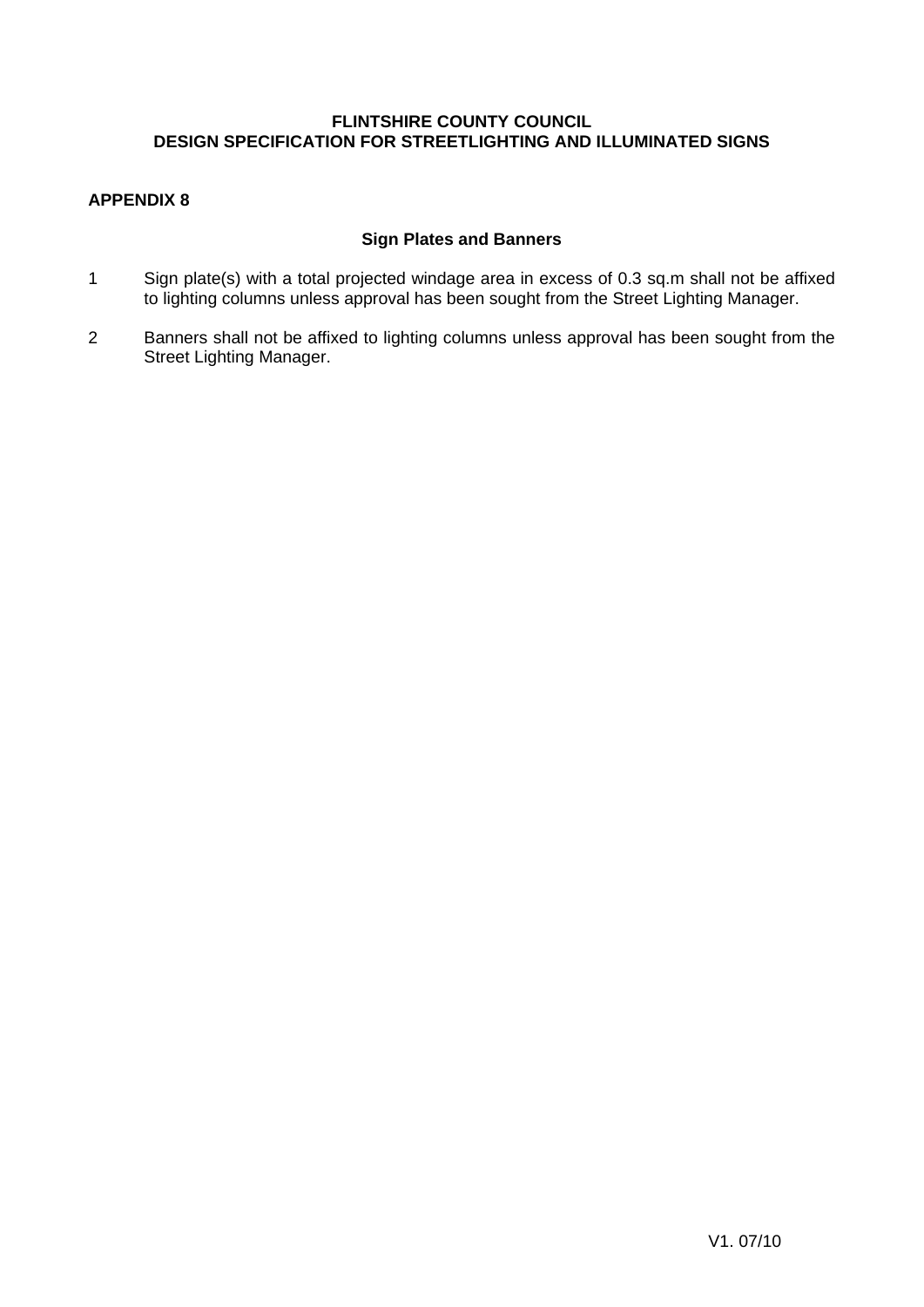**FLINTSHIRE COUNTY COUNCIL**
**DESIGN SPECIFICATION FOR STREETLIGHTING AND ILLUMINATED SIGNS**

## APPENDIX 8

### Sign Plates and Banners

1. Sign plate(s) with a total projected windage area in excess of 0.3 sq.m shall not be affixed to lighting columns unless approval has been sought from the Street Lighting Manager.

2. Banners shall not be affixed to lighting columns unless approval has been sought from the Street Lighting Manager.